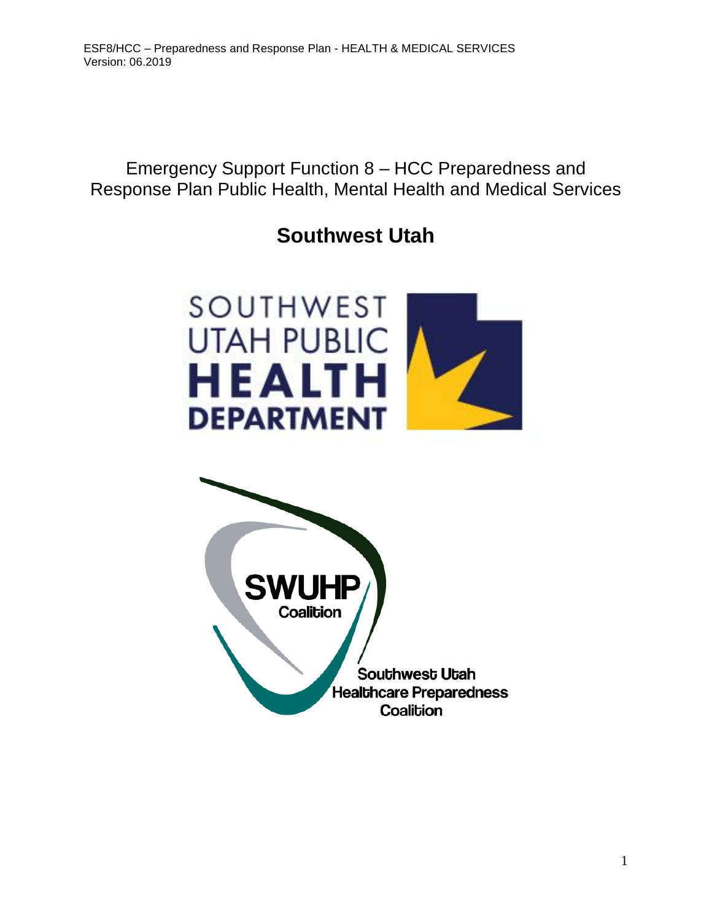Emergency Support Function 8 – HCC Preparedness and Response Plan Public Health, Mental Health and Medical Services

# Southwest Utah

SOUTHWEST UTAH PUBLIC HEALTH DEPARTMENT

SWUHP Coalition

Southwest Utah Healthcare Preparedness Coalition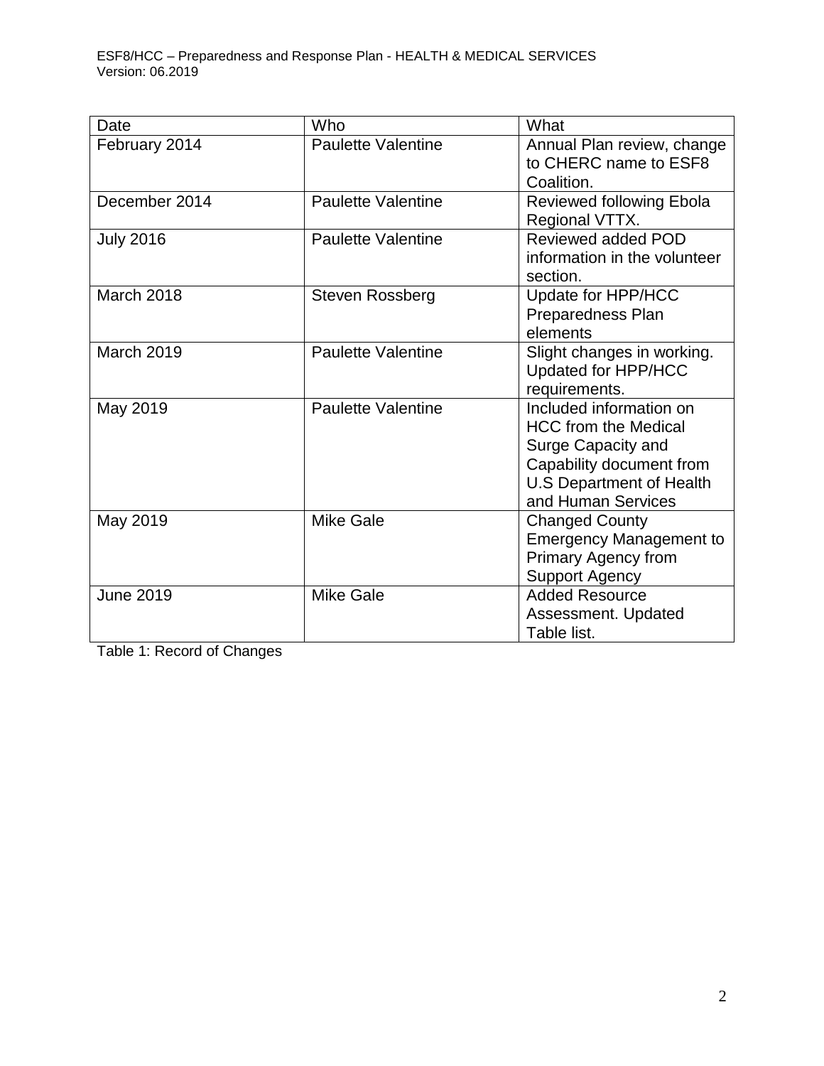| Date | Who | What |
|---|---|---|
| February 2014 | Paulette Valentine | Annual Plan review, change to CHERC name to ESF8 Coalition. |
| December 2014 | Paulette Valentine | Reviewed following Ebola Regional VTTX. |
| July 2016 | Paulette Valentine | Reviewed added POD information in the volunteer section. |
| March 2018 | Steven Rossberg | Update for HPP/HCC Preparedness Plan elements |
| March 2019 | Paulette Valentine | Slight changes in working. Updated for HPP/HCC requirements. |
| May 2019 | Paulette Valentine | Included information on HCC from the Medical Surge Capacity and Capability document from U.S Department of Health and Human Services |
| May 2019 | Mike Gale | Changed County Emergency Management to Primary Agency from Support Agency |
| June 2019 | Mike Gale | Added Resource Assessment. Updated Table list. |

Table 1: Record of Changes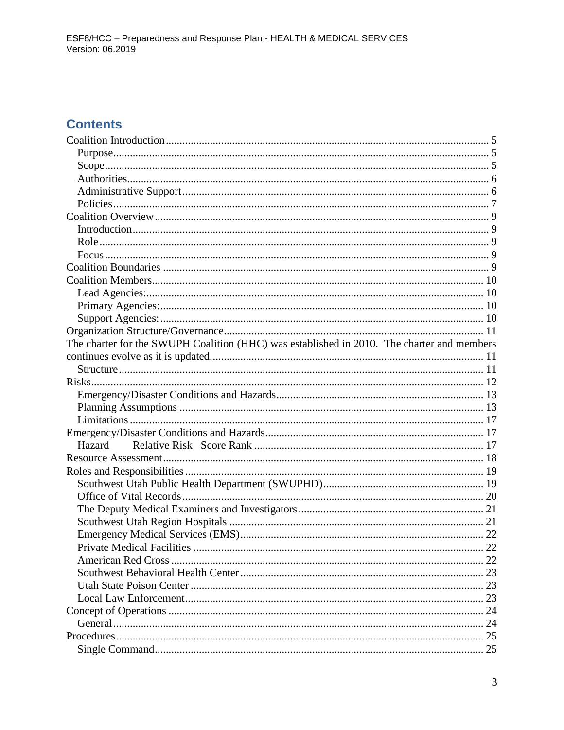## Contents

Coalition Introduction .......... 5
- Purpose .......... 5
- Scope .......... 5
- Authorities .......... 6
- Administrative Support .......... 6
- Policies .......... 7

Coalition Overview .......... 9
- Introduction .......... 9
- Role .......... 9
- Focus .......... 9

Coalition Boundaries .......... 9

Coalition Members .......... 10
- Lead Agencies: .......... 10
- Primary Agencies: .......... 10
- Support Agencies: .......... 10

Organization Structure/Governance .......... 11

The charter for the SWUPH Coalition (HHC) was established in 2010. The charter and members continues evolve as it is updated. .......... 11
- Structure .......... 11

Risks .......... 12
- Emergency/Disaster Conditions and Hazards .......... 13
- Planning Assumptions .......... 13
- Limitations .......... 17

Emergency/Disaster Conditions and Hazards .......... 17
- Hazard Relative Risk Score Rank .......... 17

Resource Assessment .......... 18

Roles and Responsibilities .......... 19
- Southwest Utah Public Health Department (SWUPHD) .......... 19
- Office of Vital Records .......... 20
- The Deputy Medical Examiners and Investigators .......... 21
- Southwest Utah Region Hospitals .......... 21
- Emergency Medical Services (EMS) .......... 22
- Private Medical Facilities .......... 22
- American Red Cross .......... 22
- Southwest Behavioral Health Center .......... 23
- Utah State Poison Center .......... 23
- Local Law Enforcement .......... 23

Concept of Operations .......... 24
- General .......... 24

Procedures .......... 25
- Single Command .......... 25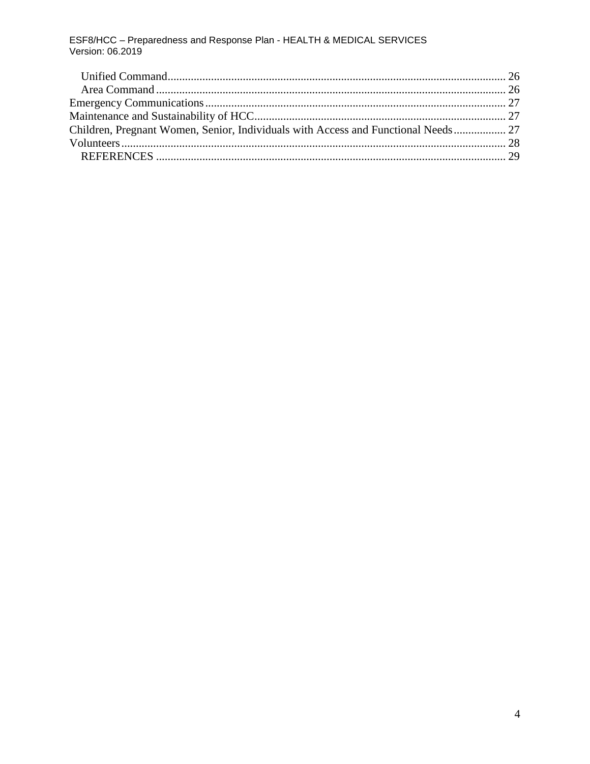- Unified Command ............ 26
- Area Command ............ 26

Emergency Communications ............ 27

Maintenance and Sustainability of HCC ............ 27

Children, Pregnant Women, Senior, Individuals with Access and Functional Needs ............ 27

Volunteers ............ 28

- REFERENCES ............ 29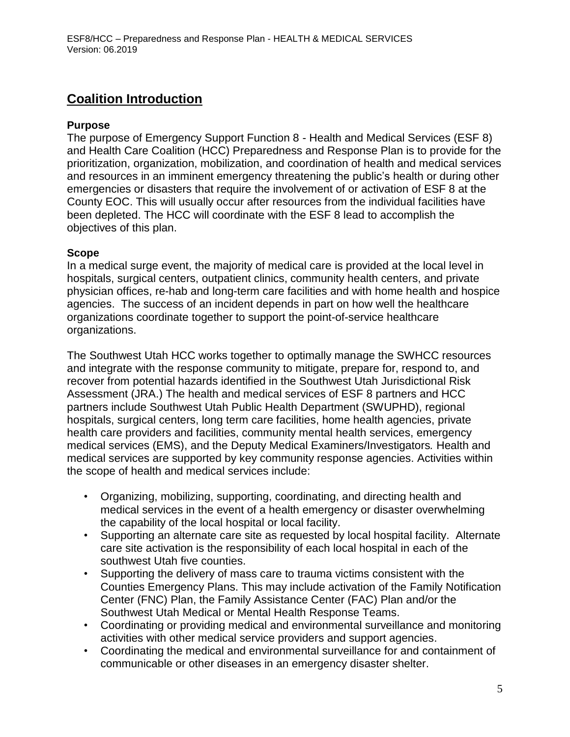## Coalition Introduction

### Purpose

The purpose of Emergency Support Function 8 - Health and Medical Services (ESF 8) and Health Care Coalition (HCC) Preparedness and Response Plan is to provide for the prioritization, organization, mobilization, and coordination of health and medical services and resources in an imminent emergency threatening the public's health or during other emergencies or disasters that require the involvement of or activation of ESF 8 at the County EOC. This will usually occur after resources from the individual facilities have been depleted. The HCC will coordinate with the ESF 8 lead to accomplish the objectives of this plan.

### Scope

In a medical surge event, the majority of medical care is provided at the local level in hospitals, surgical centers, outpatient clinics, community health centers, and private physician offices, re-hab and long-term care facilities and with home health and hospice agencies. The success of an incident depends in part on how well the healthcare organizations coordinate together to support the point-of-service healthcare organizations.

The Southwest Utah HCC works together to optimally manage the SWHCC resources and integrate with the response community to mitigate, prepare for, respond to, and recover from potential hazards identified in the Southwest Utah Jurisdictional Risk Assessment (JRA.) The health and medical services of ESF 8 partners and HCC partners include Southwest Utah Public Health Department (SWUPHD), regional hospitals, surgical centers, long term care facilities, home health agencies, private health care providers and facilities, community mental health services, emergency medical services (EMS), and the Deputy Medical Examiners/Investigators*.* Health and medical services are supported by key community response agencies. Activities within the scope of health and medical services include:

- Organizing, mobilizing, supporting, coordinating, and directing health and medical services in the event of a health emergency or disaster overwhelming the capability of the local hospital or local facility.
- Supporting an alternate care site as requested by local hospital facility. Alternate care site activation is the responsibility of each local hospital in each of the southwest Utah five counties.
- Supporting the delivery of mass care to trauma victims consistent with the Counties Emergency Plans. This may include activation of the Family Notification Center (FNC) Plan, the Family Assistance Center (FAC) Plan and/or the Southwest Utah Medical or Mental Health Response Teams.
- Coordinating or providing medical and environmental surveillance and monitoring activities with other medical service providers and support agencies.
- Coordinating the medical and environmental surveillance for and containment of communicable or other diseases in an emergency disaster shelter.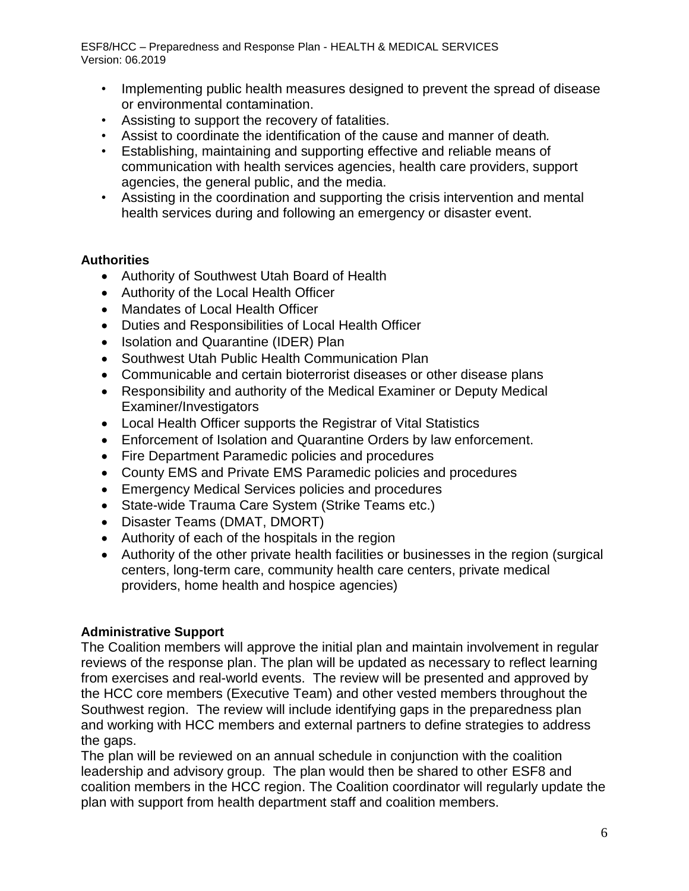- Implementing public health measures designed to prevent the spread of disease or environmental contamination.
- Assisting to support the recovery of fatalities.
- Assist to coordinate the identification of the cause and manner of death.
- Establishing, maintaining and supporting effective and reliable means of communication with health services agencies, health care providers, support agencies, the general public, and the media.
- Assisting in the coordination and supporting the crisis intervention and mental health services during and following an emergency or disaster event.

**Authorities**

- Authority of Southwest Utah Board of Health
- Authority of the Local Health Officer
- Mandates of Local Health Officer
- Duties and Responsibilities of Local Health Officer
- Isolation and Quarantine (IDER) Plan
- Southwest Utah Public Health Communication Plan
- Communicable and certain bioterrorist diseases or other disease plans
- Responsibility and authority of the Medical Examiner or Deputy Medical Examiner/Investigators
- Local Health Officer supports the Registrar of Vital Statistics
- Enforcement of Isolation and Quarantine Orders by law enforcement.
- Fire Department Paramedic policies and procedures
- County EMS and Private EMS Paramedic policies and procedures
- Emergency Medical Services policies and procedures
- State-wide Trauma Care System (Strike Teams etc.)
- Disaster Teams (DMAT, DMORT)
- Authority of each of the hospitals in the region
- Authority of the other private health facilities or businesses in the region (surgical centers, long-term care, community health care centers, private medical providers, home health and hospice agencies)

**Administrative Support**

The Coalition members will approve the initial plan and maintain involvement in regular reviews of the response plan. The plan will be updated as necessary to reflect learning from exercises and real-world events. The review will be presented and approved by the HCC core members (Executive Team) and other vested members throughout the Southwest region. The review will include identifying gaps in the preparedness plan and working with HCC members and external partners to define strategies to address the gaps.

The plan will be reviewed on an annual schedule in conjunction with the coalition leadership and advisory group. The plan would then be shared to other ESF8 and coalition members in the HCC region. The Coalition coordinator will regularly update the plan with support from health department staff and coalition members.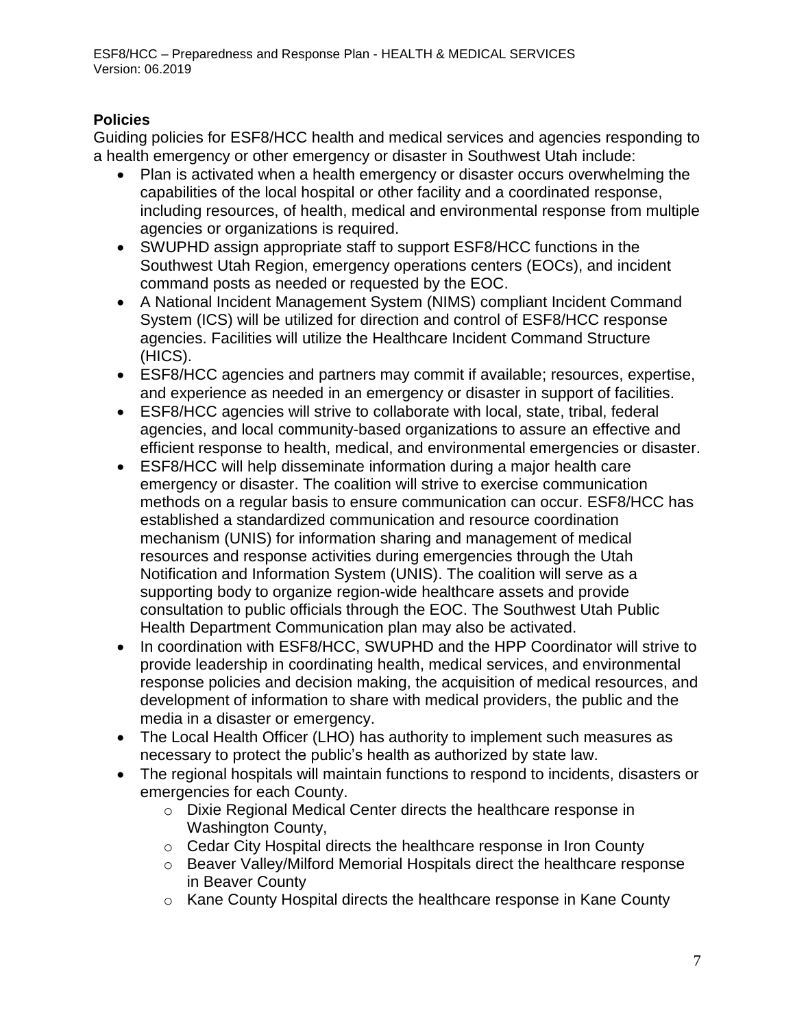**Policies**

Guiding policies for ESF8/HCC health and medical services and agencies responding to a health emergency or other emergency or disaster in Southwest Utah include:

- Plan is activated when a health emergency or disaster occurs overwhelming the capabilities of the local hospital or other facility and a coordinated response, including resources, of health, medical and environmental response from multiple agencies or organizations is required.
- SWUPHD assign appropriate staff to support ESF8/HCC functions in the Southwest Utah Region, emergency operations centers (EOCs), and incident command posts as needed or requested by the EOC.
- A National Incident Management System (NIMS) compliant Incident Command System (ICS) will be utilized for direction and control of ESF8/HCC response agencies. Facilities will utilize the Healthcare Incident Command Structure (HICS).
- ESF8/HCC agencies and partners may commit if available; resources, expertise, and experience as needed in an emergency or disaster in support of facilities.
- ESF8/HCC agencies will strive to collaborate with local, state, tribal, federal agencies, and local community-based organizations to assure an effective and efficient response to health, medical, and environmental emergencies or disaster.
- ESF8/HCC will help disseminate information during a major health care emergency or disaster. The coalition will strive to exercise communication methods on a regular basis to ensure communication can occur. ESF8/HCC has established a standardized communication and resource coordination mechanism (UNIS) for information sharing and management of medical resources and response activities during emergencies through the Utah Notification and Information System (UNIS). The coalition will serve as a supporting body to organize region-wide healthcare assets and provide consultation to public officials through the EOC. The Southwest Utah Public Health Department Communication plan may also be activated.
- In coordination with ESF8/HCC, SWUPHD and the HPP Coordinator will strive to provide leadership in coordinating health, medical services, and environmental response policies and decision making, the acquisition of medical resources, and development of information to share with medical providers, the public and the media in a disaster or emergency.
- The Local Health Officer (LHO) has authority to implement such measures as necessary to protect the public's health as authorized by state law.
- The regional hospitals will maintain functions to respond to incidents, disasters or emergencies for each County.
  - Dixie Regional Medical Center directs the healthcare response in Washington County,
  - Cedar City Hospital directs the healthcare response in Iron County
  - Beaver Valley/Milford Memorial Hospitals direct the healthcare response in Beaver County
  - Kane County Hospital directs the healthcare response in Kane County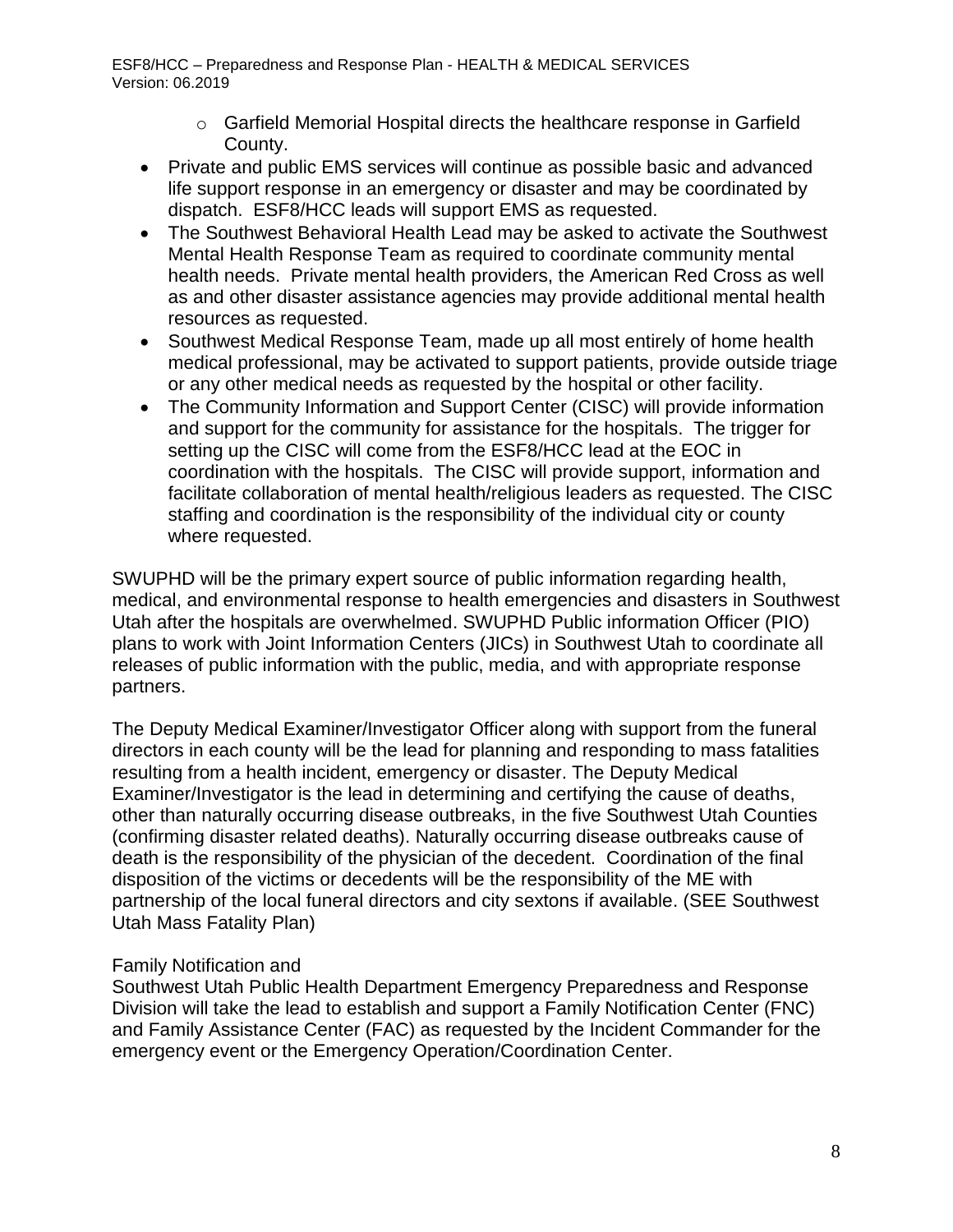- Garfield Memorial Hospital directs the healthcare response in Garfield County.

- Private and public EMS services will continue as possible basic and advanced life support response in an emergency or disaster and may be coordinated by dispatch. ESF8/HCC leads will support EMS as requested.
- The Southwest Behavioral Health Lead may be asked to activate the Southwest Mental Health Response Team as required to coordinate community mental health needs. Private mental health providers, the American Red Cross as well as and other disaster assistance agencies may provide additional mental health resources as requested.
- Southwest Medical Response Team, made up all most entirely of home health medical professional, may be activated to support patients, provide outside triage or any other medical needs as requested by the hospital or other facility.
- The Community Information and Support Center (CISC) will provide information and support for the community for assistance for the hospitals. The trigger for setting up the CISC will come from the ESF8/HCC lead at the EOC in coordination with the hospitals. The CISC will provide support, information and facilitate collaboration of mental health/religious leaders as requested. The CISC staffing and coordination is the responsibility of the individual city or county where requested.

SWUPHD will be the primary expert source of public information regarding health, medical, and environmental response to health emergencies and disasters in Southwest Utah after the hospitals are overwhelmed. SWUPHD Public information Officer (PIO) plans to work with Joint Information Centers (JICs) in Southwest Utah to coordinate all releases of public information with the public, media, and with appropriate response partners.

The Deputy Medical Examiner/Investigator Officer along with support from the funeral directors in each county will be the lead for planning and responding to mass fatalities resulting from a health incident, emergency or disaster. The Deputy Medical Examiner/Investigator is the lead in determining and certifying the cause of deaths, other than naturally occurring disease outbreaks, in the five Southwest Utah Counties (confirming disaster related deaths). Naturally occurring disease outbreaks cause of death is the responsibility of the physician of the decedent. Coordination of the final disposition of the victims or decedents will be the responsibility of the ME with partnership of the local funeral directors and city sextons if available. (SEE Southwest Utah Mass Fatality Plan)

Family Notification and

Southwest Utah Public Health Department Emergency Preparedness and Response Division will take the lead to establish and support a Family Notification Center (FNC) and Family Assistance Center (FAC) as requested by the Incident Commander for the emergency event or the Emergency Operation/Coordination Center.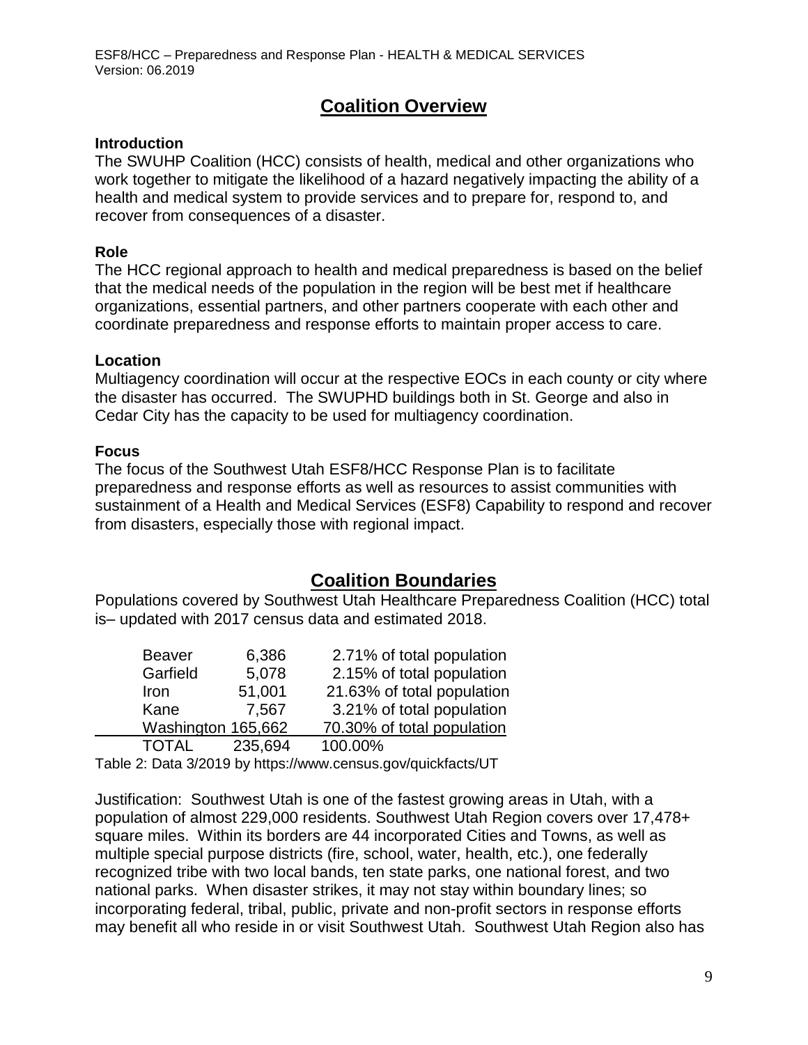# Coalition Overview

**Introduction**

The SWUHP Coalition (HCC) consists of health, medical and other organizations who work together to mitigate the likelihood of a hazard negatively impacting the ability of a health and medical system to provide services and to prepare for, respond to, and recover from consequences of a disaster.

**Role**

The HCC regional approach to health and medical preparedness is based on the belief that the medical needs of the population in the region will be best met if healthcare organizations, essential partners, and other partners cooperate with each other and coordinate preparedness and response efforts to maintain proper access to care.

**Location**

Multiagency coordination will occur at the respective EOCs in each county or city where the disaster has occurred. The SWUPHD buildings both in St. George and also in Cedar City has the capacity to be used for multiagency coordination.

**Focus**

The focus of the Southwest Utah ESF8/HCC Response Plan is to facilitate preparedness and response efforts as well as resources to assist communities with sustainment of a Health and Medical Services (ESF8) Capability to respond and recover from disasters, especially those with regional impact.

# Coalition Boundaries

Populations covered by Southwest Utah Healthcare Preparedness Coalition (HCC) total is– updated with 2017 census data and estimated 2018.

| County | Population | Percentage |
|---|---|---|
| Beaver | 6,386 | 2.71% of total population |
| Garfield | 5,078 | 2.15% of total population |
| Iron | 51,001 | 21.63% of total population |
| Kane | 7,567 | 3.21% of total population |
| Washington | 165,662 | 70.30% of total population |
| TOTAL | 235,694 | 100.00% |

Table 2: Data 3/2019 by https://www.census.gov/quickfacts/UT

Justification: Southwest Utah is one of the fastest growing areas in Utah, with a population of almost 229,000 residents. Southwest Utah Region covers over 17,478+ square miles. Within its borders are 44 incorporated Cities and Towns, as well as multiple special purpose districts (fire, school, water, health, etc.), one federally recognized tribe with two local bands, ten state parks, one national forest, and two national parks. When disaster strikes, it may not stay within boundary lines; so incorporating federal, tribal, public, private and non-profit sectors in response efforts may benefit all who reside in or visit Southwest Utah. Southwest Utah Region also has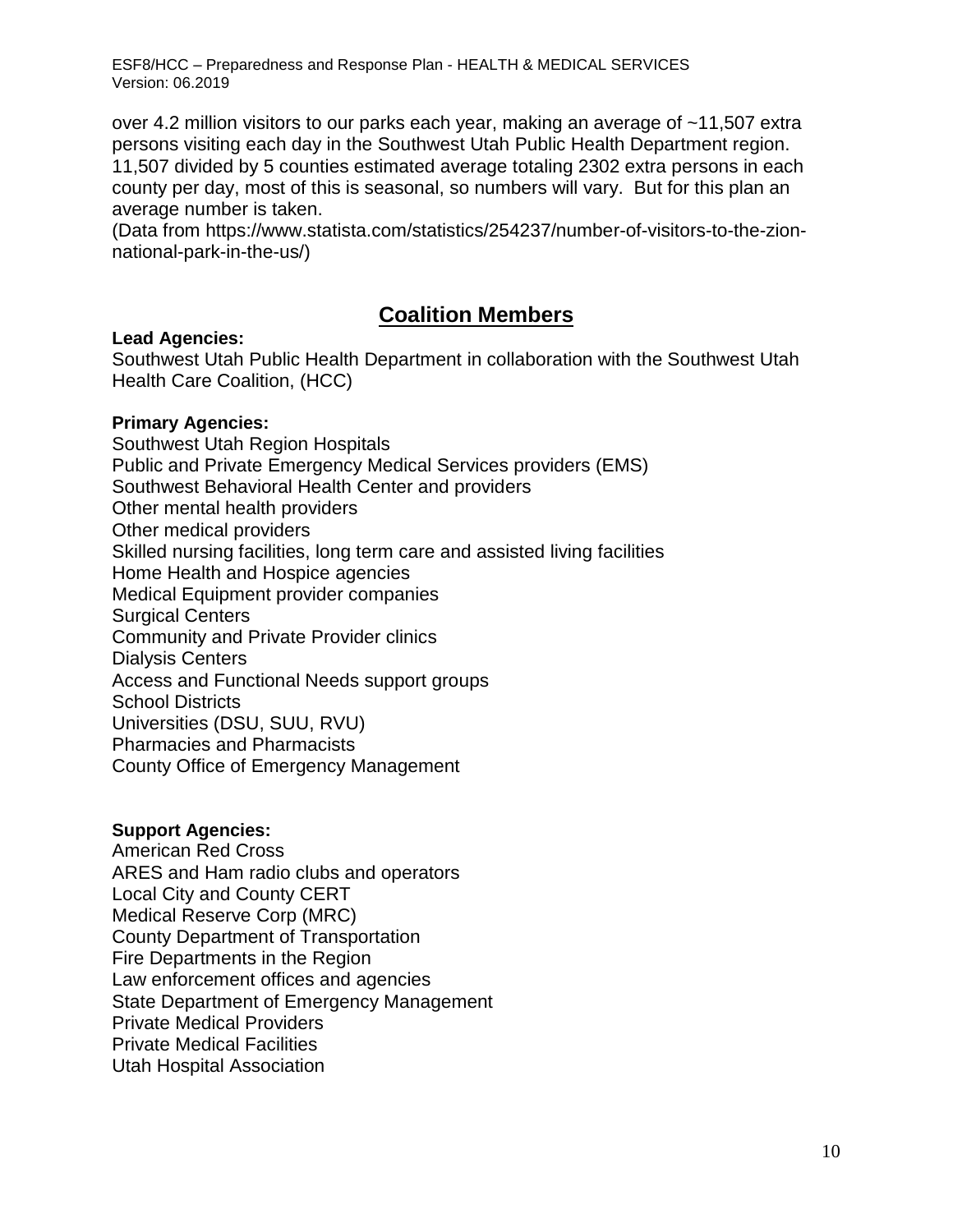over 4.2 million visitors to our parks each year, making an average of ~11,507 extra persons visiting each day in the Southwest Utah Public Health Department region. 11,507 divided by 5 counties estimated average totaling 2302 extra persons in each county per day, most of this is seasonal, so numbers will vary. But for this plan an average number is taken.
(Data from https://www.statista.com/statistics/254237/number-of-visitors-to-the-zion-national-park-in-the-us/)

## Coalition Members

**Lead Agencies:**
Southwest Utah Public Health Department in collaboration with the Southwest Utah Health Care Coalition, (HCC)

**Primary Agencies:**
Southwest Utah Region Hospitals
Public and Private Emergency Medical Services providers (EMS)
Southwest Behavioral Health Center and providers
Other mental health providers
Other medical providers
Skilled nursing facilities, long term care and assisted living facilities
Home Health and Hospice agencies
Medical Equipment provider companies
Surgical Centers
Community and Private Provider clinics
Dialysis Centers
Access and Functional Needs support groups
School Districts
Universities (DSU, SUU, RVU)
Pharmacies and Pharmacists
County Office of Emergency Management

**Support Agencies:**
American Red Cross
ARES and Ham radio clubs and operators
Local City and County CERT
Medical Reserve Corp (MRC)
County Department of Transportation
Fire Departments in the Region
Law enforcement offices and agencies
State Department of Emergency Management
Private Medical Providers
Private Medical Facilities
Utah Hospital Association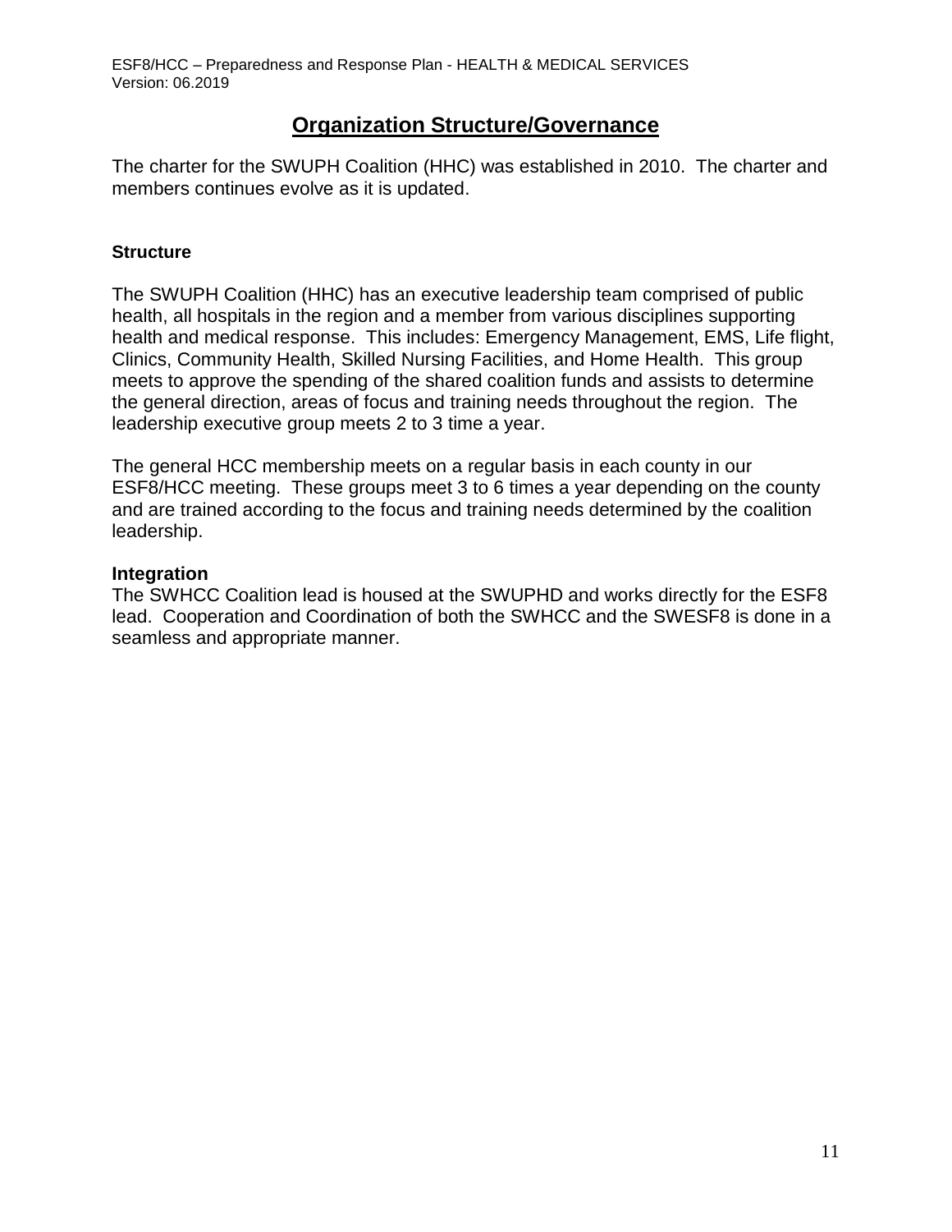# Organization Structure/Governance

The charter for the SWUPH Coalition (HHC) was established in 2010. The charter and members continues evolve as it is updated.

### Structure

The SWUPH Coalition (HHC) has an executive leadership team comprised of public health, all hospitals in the region and a member from various disciplines supporting health and medical response. This includes: Emergency Management, EMS, Life flight, Clinics, Community Health, Skilled Nursing Facilities, and Home Health. This group meets to approve the spending of the shared coalition funds and assists to determine the general direction, areas of focus and training needs throughout the region. The leadership executive group meets 2 to 3 time a year.

The general HCC membership meets on a regular basis in each county in our ESF8/HCC meeting. These groups meet 3 to 6 times a year depending on the county and are trained according to the focus and training needs determined by the coalition leadership.

### Integration

The SWHCC Coalition lead is housed at the SWUPHD and works directly for the ESF8 lead. Cooperation and Coordination of both the SWHCC and the SWESF8 is done in a seamless and appropriate manner.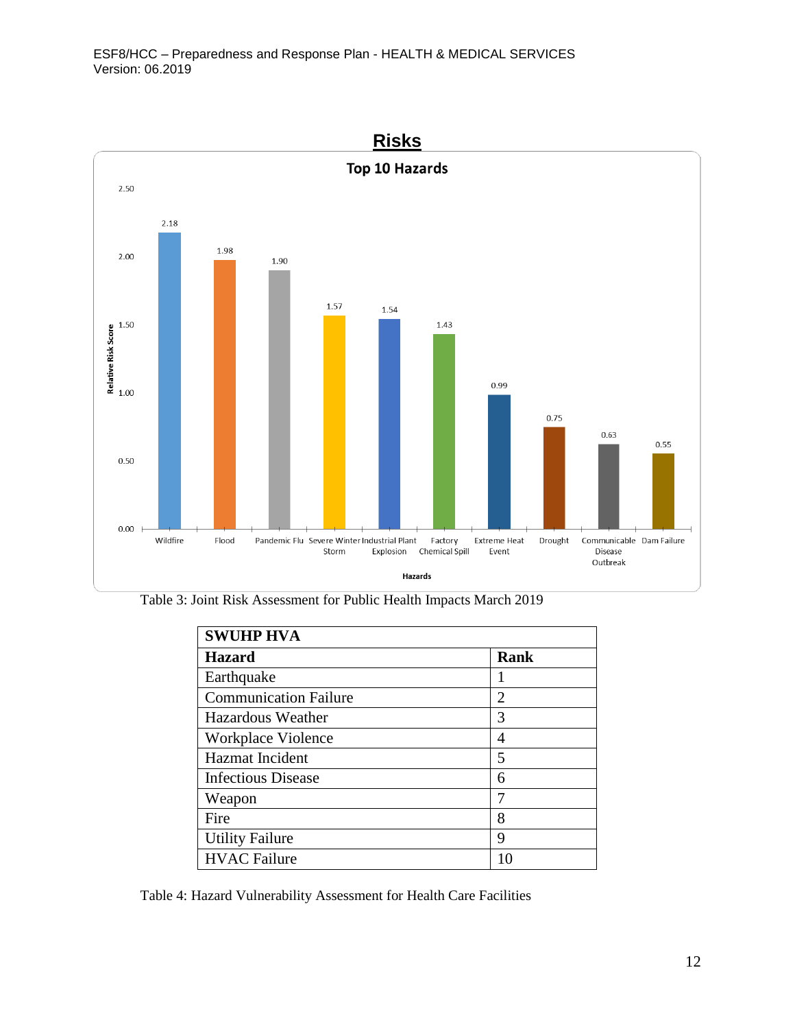## Risks

**Top 10 Hazards**

| Hazards | Relative Risk Score |
|---|---|
| Wildfire | 2.18 |
| Flood | 1.98 |
| Pandemic Flu | 1.90 |
| Severe Winter Storm | 1.57 |
| Industrial Plant Explosion | 1.54 |
| Factory Chemical Spill | 1.43 |
| Extreme Heat Event | 0.99 |
| Drought | 0.75 |
| Communicable Disease Outbreak | 0.63 |
| Dam Failure | 0.55 |

Table 3: Joint Risk Assessment for Public Health Impacts March 2019

| **SWUHP HVA** | |
|---|---|
| **Hazard** | **Rank** |
| Earthquake | 1 |
| Communication Failure | 2 |
| Hazardous Weather | 3 |
| Workplace Violence | 4 |
| Hazmat Incident | 5 |
| Infectious Disease | 6 |
| Weapon | 7 |
| Fire | 8 |
| Utility Failure | 9 |
| HVAC Failure | 10 |

Table 4: Hazard Vulnerability Assessment for Health Care Facilities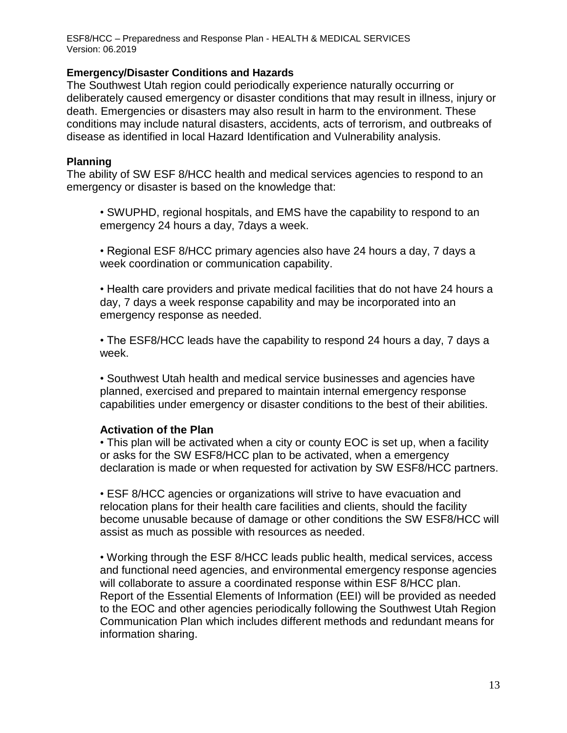**Emergency/Disaster Conditions and Hazards**

The Southwest Utah region could periodically experience naturally occurring or deliberately caused emergency or disaster conditions that may result in illness, injury or death. Emergencies or disasters may also result in harm to the environment. These conditions may include natural disasters, accidents, acts of terrorism, and outbreaks of disease as identified in local Hazard Identification and Vulnerability analysis.

**Planning**

The ability of SW ESF 8/HCC health and medical services agencies to respond to an emergency or disaster is based on the knowledge that:

- SWUPHD, regional hospitals, and EMS have the capability to respond to an emergency 24 hours a day, 7days a week.
- Regional ESF 8/HCC primary agencies also have 24 hours a day, 7 days a week coordination or communication capability.
- Health care providers and private medical facilities that do not have 24 hours a day, 7 days a week response capability and may be incorporated into an emergency response as needed.
- The ESF8/HCC leads have the capability to respond 24 hours a day, 7 days a week.
- Southwest Utah health and medical service businesses and agencies have planned, exercised and prepared to maintain internal emergency response capabilities under emergency or disaster conditions to the best of their abilities.

**Activation of the Plan**

- This plan will be activated when a city or county EOC is set up, when a facility or asks for the SW ESF8/HCC plan to be activated, when a emergency declaration is made or when requested for activation by SW ESF8/HCC partners.
- ESF 8/HCC agencies or organizations will strive to have evacuation and relocation plans for their health care facilities and clients, should the facility become unusable because of damage or other conditions the SW ESF8/HCC will assist as much as possible with resources as needed.
- Working through the ESF 8/HCC leads public health, medical services, access and functional need agencies, and environmental emergency response agencies will collaborate to assure a coordinated response within ESF 8/HCC plan. Report of the Essential Elements of Information (EEI) will be provided as needed to the EOC and other agencies periodically following the Southwest Utah Region Communication Plan which includes different methods and redundant means for information sharing.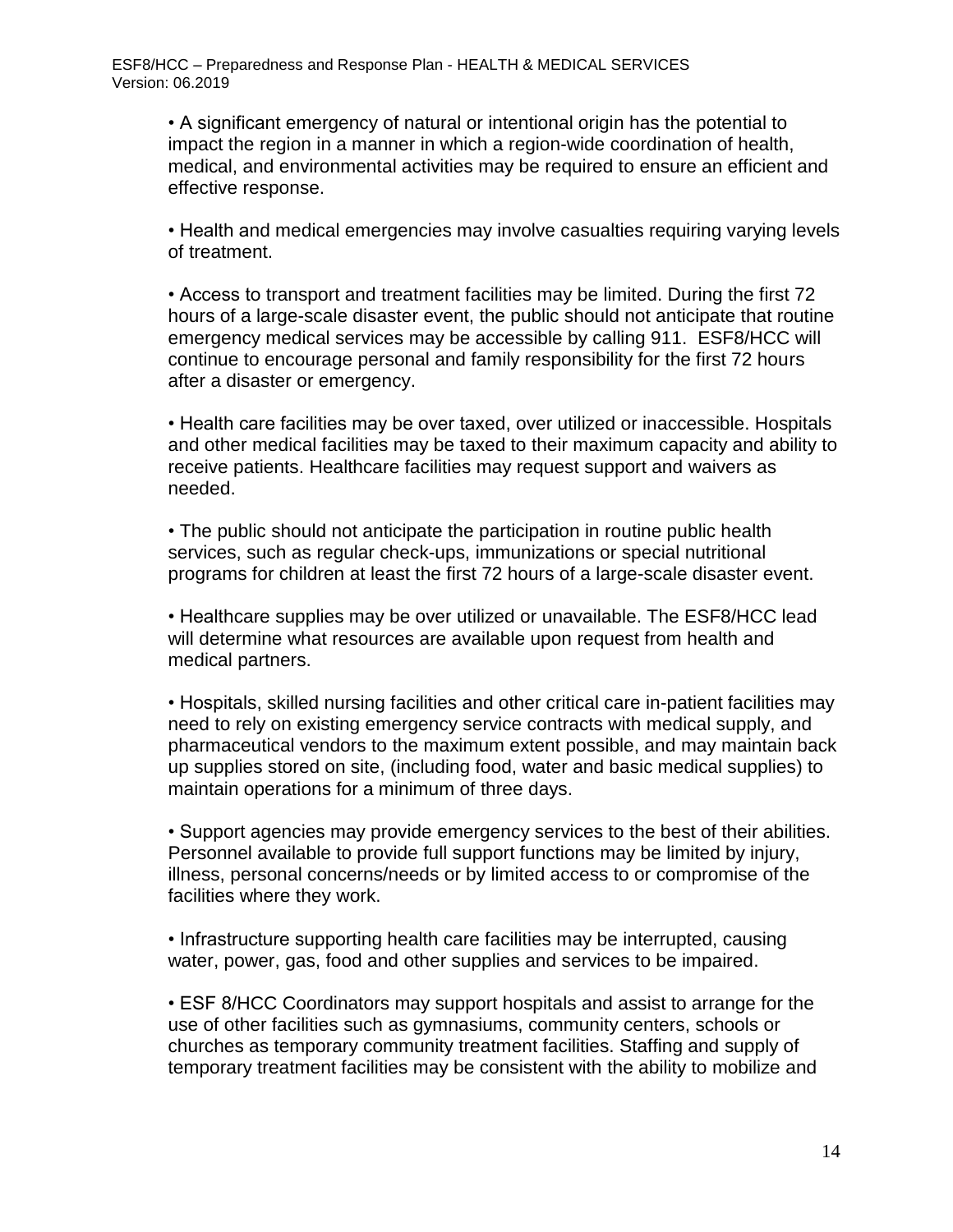- A significant emergency of natural or intentional origin has the potential to impact the region in a manner in which a region-wide coordination of health, medical, and environmental activities may be required to ensure an efficient and effective response.

- Health and medical emergencies may involve casualties requiring varying levels of treatment.

- Access to transport and treatment facilities may be limited. During the first 72 hours of a large-scale disaster event, the public should not anticipate that routine emergency medical services may be accessible by calling 911. ESF8/HCC will continue to encourage personal and family responsibility for the first 72 hours after a disaster or emergency.

- Health care facilities may be over taxed, over utilized or inaccessible. Hospitals and other medical facilities may be taxed to their maximum capacity and ability to receive patients. Healthcare facilities may request support and waivers as needed.

- The public should not anticipate the participation in routine public health services, such as regular check-ups, immunizations or special nutritional programs for children at least the first 72 hours of a large-scale disaster event.

- Healthcare supplies may be over utilized or unavailable. The ESF8/HCC lead will determine what resources are available upon request from health and medical partners.

- Hospitals, skilled nursing facilities and other critical care in-patient facilities may need to rely on existing emergency service contracts with medical supply, and pharmaceutical vendors to the maximum extent possible, and may maintain back up supplies stored on site, (including food, water and basic medical supplies) to maintain operations for a minimum of three days.

- Support agencies may provide emergency services to the best of their abilities. Personnel available to provide full support functions may be limited by injury, illness, personal concerns/needs or by limited access to or compromise of the facilities where they work.

- Infrastructure supporting health care facilities may be interrupted, causing water, power, gas, food and other supplies and services to be impaired.

- ESF 8/HCC Coordinators may support hospitals and assist to arrange for the use of other facilities such as gymnasiums, community centers, schools or churches as temporary community treatment facilities. Staffing and supply of temporary treatment facilities may be consistent with the ability to mobilize and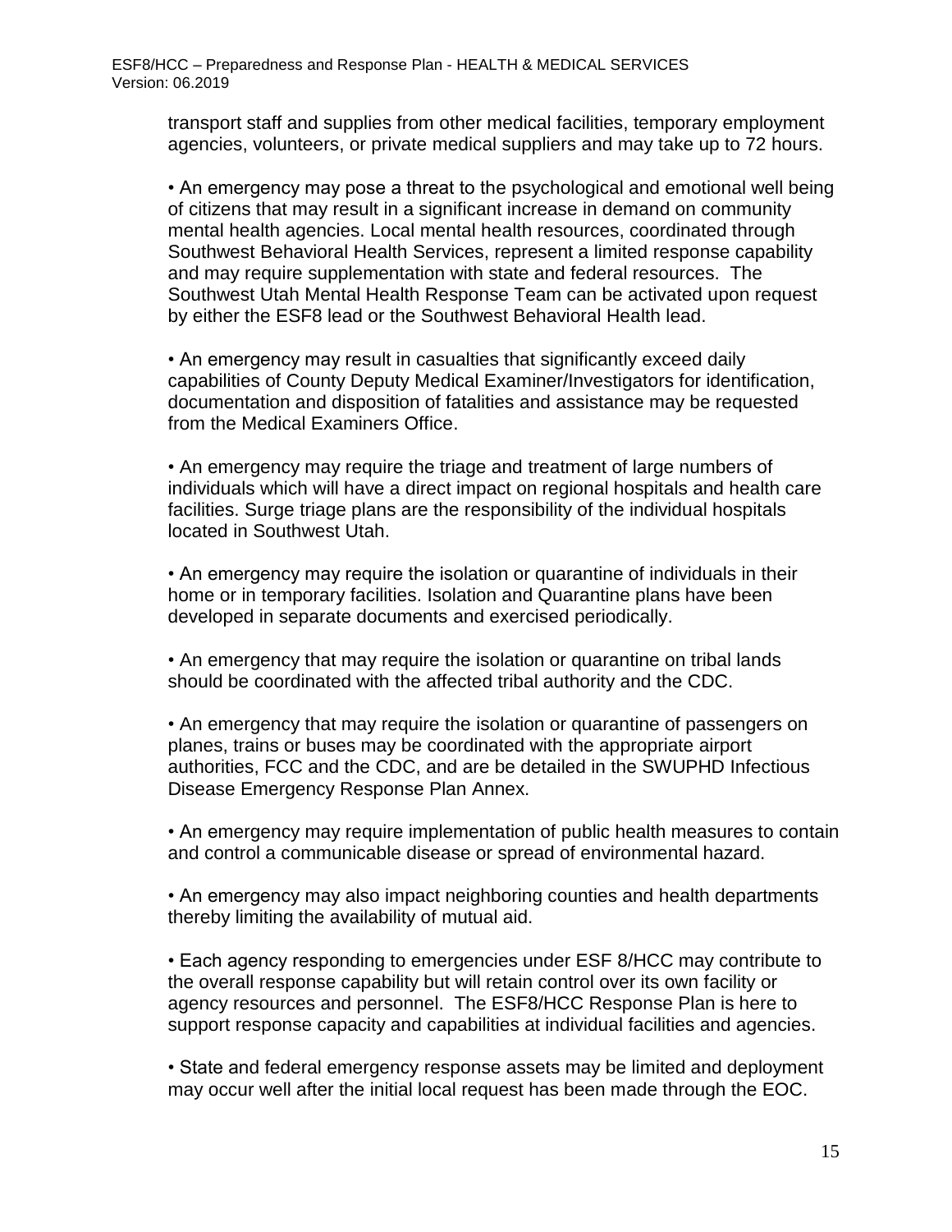transport staff and supplies from other medical facilities, temporary employment agencies, volunteers, or private medical suppliers and may take up to 72 hours.

• An emergency may pose a threat to the psychological and emotional well being of citizens that may result in a significant increase in demand on community mental health agencies. Local mental health resources, coordinated through Southwest Behavioral Health Services, represent a limited response capability and may require supplementation with state and federal resources. The Southwest Utah Mental Health Response Team can be activated upon request by either the ESF8 lead or the Southwest Behavioral Health lead.

• An emergency may result in casualties that significantly exceed daily capabilities of County Deputy Medical Examiner/Investigators for identification, documentation and disposition of fatalities and assistance may be requested from the Medical Examiners Office.

• An emergency may require the triage and treatment of large numbers of individuals which will have a direct impact on regional hospitals and health care facilities. Surge triage plans are the responsibility of the individual hospitals located in Southwest Utah.

• An emergency may require the isolation or quarantine of individuals in their home or in temporary facilities. Isolation and Quarantine plans have been developed in separate documents and exercised periodically.

• An emergency that may require the isolation or quarantine on tribal lands should be coordinated with the affected tribal authority and the CDC.

• An emergency that may require the isolation or quarantine of passengers on planes, trains or buses may be coordinated with the appropriate airport authorities, FCC and the CDC, and are be detailed in the SWUPHD Infectious Disease Emergency Response Plan Annex.

• An emergency may require implementation of public health measures to contain and control a communicable disease or spread of environmental hazard.

• An emergency may also impact neighboring counties and health departments thereby limiting the availability of mutual aid.

• Each agency responding to emergencies under ESF 8/HCC may contribute to the overall response capability but will retain control over its own facility or agency resources and personnel. The ESF8/HCC Response Plan is here to support response capacity and capabilities at individual facilities and agencies.

• State and federal emergency response assets may be limited and deployment may occur well after the initial local request has been made through the EOC.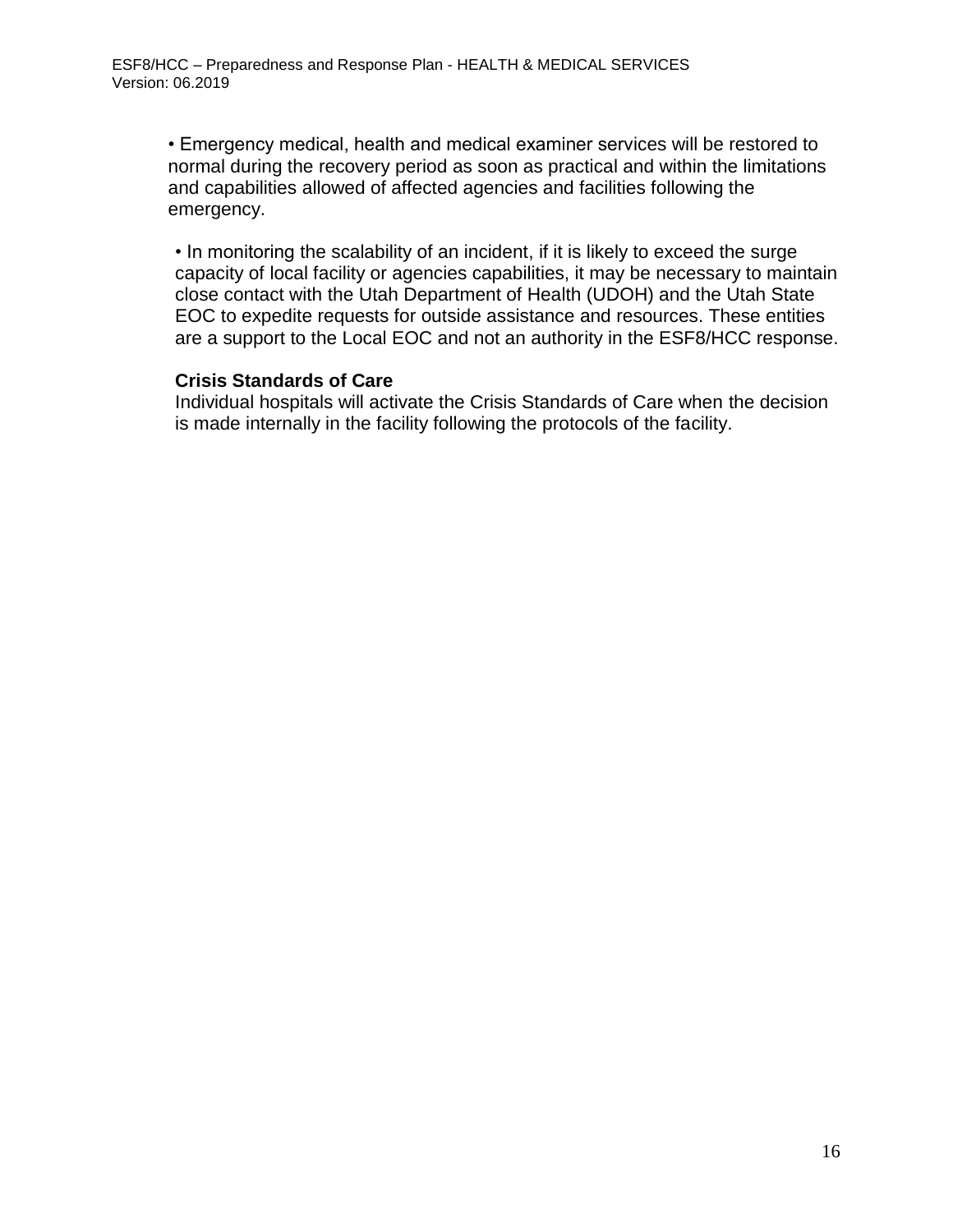- Emergency medical, health and medical examiner services will be restored to normal during the recovery period as soon as practical and within the limitations and capabilities allowed of affected agencies and facilities following the emergency.

- In monitoring the scalability of an incident, if it is likely to exceed the surge capacity of local facility or agencies capabilities, it may be necessary to maintain close contact with the Utah Department of Health (UDOH) and the Utah State EOC to expedite requests for outside assistance and resources. These entities are a support to the Local EOC and not an authority in the ESF8/HCC response.

**Crisis Standards of Care**

Individual hospitals will activate the Crisis Standards of Care when the decision is made internally in the facility following the protocols of the facility.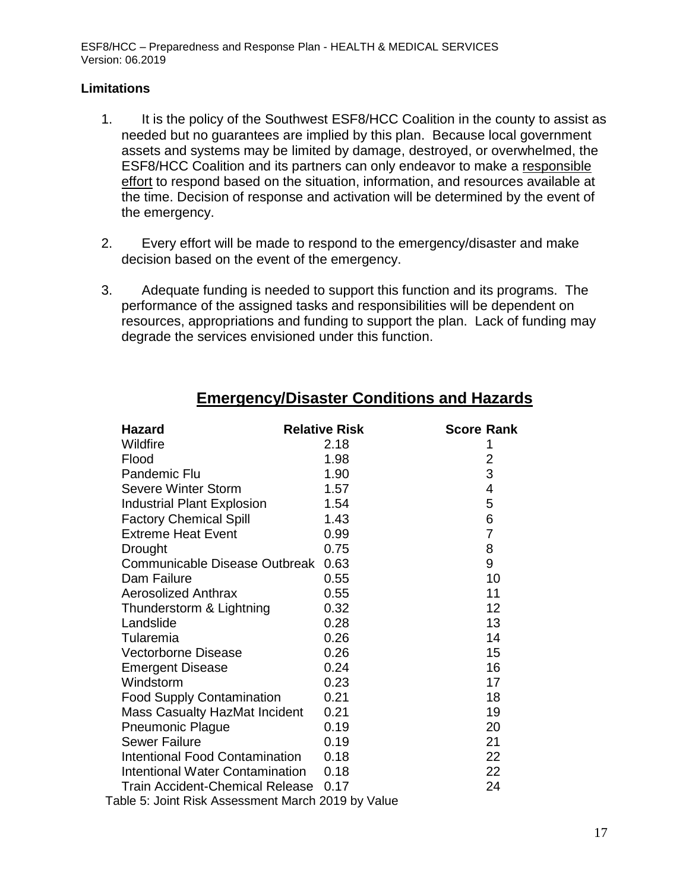**Limitations**

1. It is the policy of the Southwest ESF8/HCC Coalition in the county to assist as needed but no guarantees are implied by this plan. Because local government assets and systems may be limited by damage, destroyed, or overwhelmed, the ESF8/HCC Coalition and its partners can only endeavor to make a responsible effort to respond based on the situation, information, and resources available at the time. Decision of response and activation will be determined by the event of the emergency.

2. Every effort will be made to respond to the emergency/disaster and make decision based on the event of the emergency.

3. Adequate funding is needed to support this function and its programs. The performance of the assigned tasks and responsibilities will be dependent on resources, appropriations and funding to support the plan. Lack of funding may degrade the services envisioned under this function.

## Emergency/Disaster Conditions and Hazards

| Hazard | Relative Risk | Score Rank |
|---|---|---|
| Wildfire | 2.18 | 1 |
| Flood | 1.98 | 2 |
| Pandemic Flu | 1.90 | 3 |
| Severe Winter Storm | 1.57 | 4 |
| Industrial Plant Explosion | 1.54 | 5 |
| Factory Chemical Spill | 1.43 | 6 |
| Extreme Heat Event | 0.99 | 7 |
| Drought | 0.75 | 8 |
| Communicable Disease Outbreak | 0.63 | 9 |
| Dam Failure | 0.55 | 10 |
| Aerosolized Anthrax | 0.55 | 11 |
| Thunderstorm & Lightning | 0.32 | 12 |
| Landslide | 0.28 | 13 |
| Tularemia | 0.26 | 14 |
| Vectorborne Disease | 0.26 | 15 |
| Emergent Disease | 0.24 | 16 |
| Windstorm | 0.23 | 17 |
| Food Supply Contamination | 0.21 | 18 |
| Mass Casualty HazMat Incident | 0.21 | 19 |
| Pneumonic Plague | 0.19 | 20 |
| Sewer Failure | 0.19 | 21 |
| Intentional Food Contamination | 0.18 | 22 |
| Intentional Water Contamination | 0.18 | 22 |
| Train Accident-Chemical Release | 0.17 | 24 |

Table 5: Joint Risk Assessment March 2019 by Value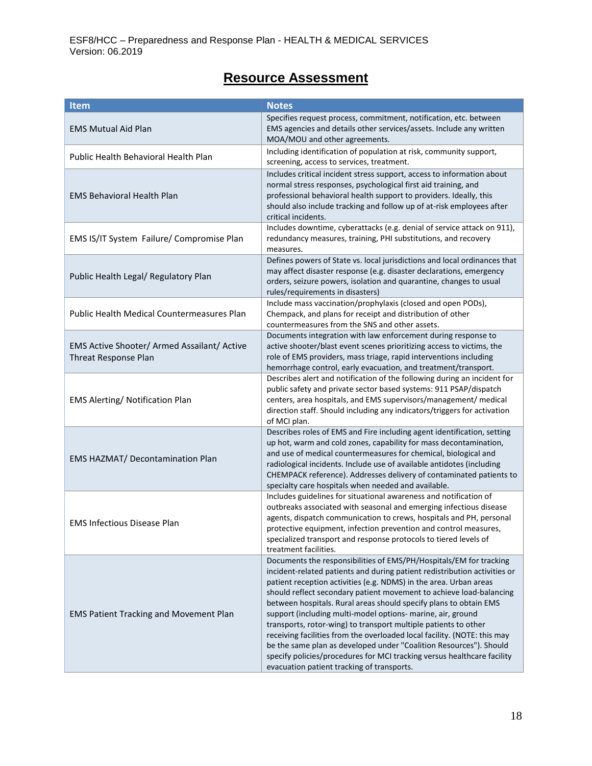# Resource Assessment

| Item | Notes |
|---|---|
| EMS Mutual Aid Plan | Specifies request process, commitment, notification, etc. between EMS agencies and details other services/assets. Include any written MOA/MOU and other agreements. |
| Public Health Behavioral Health Plan | Including identification of population at risk, community support, screening, access to services, treatment. |
| EMS Behavioral Health Plan | Includes critical incident stress support, access to information about normal stress responses, psychological first aid training, and professional behavioral health support to providers. Ideally, this should also include tracking and follow up of at-risk employees after critical incidents. |
| EMS IS/IT System Failure/ Compromise Plan | Includes downtime, cyberattacks (e.g. denial of service attack on 911), redundancy measures, training, PHI substitutions, and recovery measures. |
| Public Health Legal/ Regulatory Plan | Defines powers of State vs. local jurisdictions and local ordinances that may affect disaster response (e.g. disaster declarations, emergency orders, seizure powers, isolation and quarantine, changes to usual rules/requirements in disasters) |
| Public Health Medical Countermeasures Plan | Include mass vaccination/prophylaxis (closed and open PODs), Chempack, and plans for receipt and distribution of other countermeasures from the SNS and other assets. |
| EMS Active Shooter/ Armed Assailant/ Active Threat Response Plan | Documents integration with law enforcement during response to active shooter/blast event scenes prioritizing access to victims, the role of EMS providers, mass triage, rapid interventions including hemorrhage control, early evacuation, and treatment/transport. |
| EMS Alerting/ Notification Plan | Describes alert and notification of the following during an incident for public safety and private sector based systems: 911 PSAP/dispatch centers, area hospitals, and EMS supervisors/management/ medical direction staff. Should including any indicators/triggers for activation of MCI plan. |
| EMS HAZMAT/ Decontamination Plan | Describes roles of EMS and Fire including agent identification, setting up hot, warm and cold zones, capability for mass decontamination, and use of medical countermeasures for chemical, biological and radiological incidents. Include use of available antidotes (including CHEMPACK reference). Addresses delivery of contaminated patients to specialty care hospitals when needed and available. |
| EMS Infectious Disease Plan | Includes guidelines for situational awareness and notification of outbreaks associated with seasonal and emerging infectious disease agents, dispatch communication to crews, hospitals and PH, personal protective equipment, infection prevention and control measures, specialized transport and response protocols to tiered levels of treatment facilities. |
| EMS Patient Tracking and Movement Plan | Documents the responsibilities of EMS/PH/Hospitals/EM for tracking incident-related patients and during patient redistribution activities or patient reception activities (e.g. NDMS) in the area. Urban areas should reflect secondary patient movement to achieve load-balancing between hospitals. Rural areas should specify plans to obtain EMS support (including multi-model options- marine, air, ground transports, rotor-wing) to transport multiple patients to other receiving facilities from the overloaded local facility. (NOTE: this may be the same plan as developed under "Coalition Resources"). Should specify policies/procedures for MCI tracking versus healthcare facility evacuation patient tracking of transports. |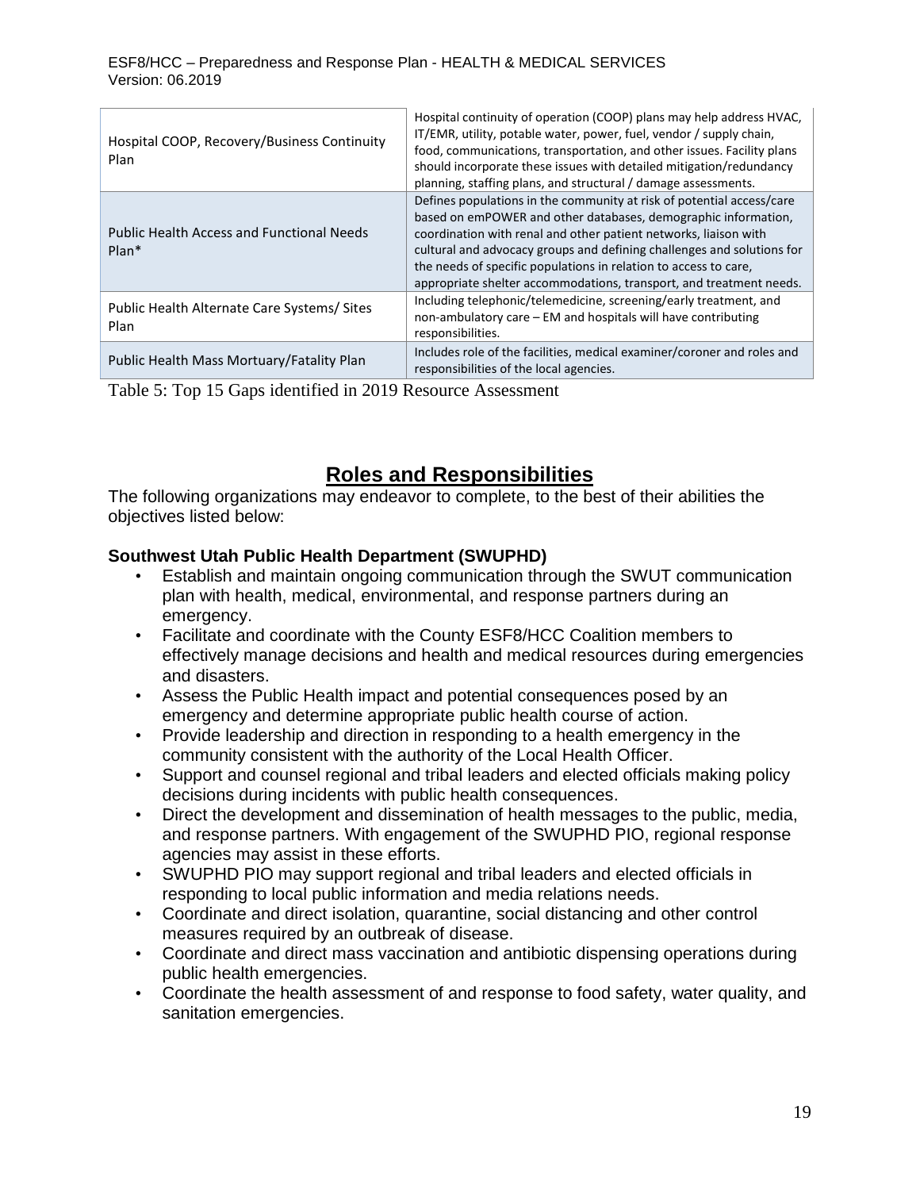| Hospital COOP, Recovery/Business Continuity Plan | Hospital continuity of operation (COOP) plans may help address HVAC, IT/EMR, utility, potable water, power, fuel, vendor / supply chain, food, communications, transportation, and other issues. Facility plans should incorporate these issues with detailed mitigation/redundancy planning, staffing plans, and structural / damage assessments. |
|---|---|
| Public Health Access and Functional Needs Plan* | Defines populations in the community at risk of potential access/care based on emPOWER and other databases, demographic information, coordination with renal and other patient networks, liaison with cultural and advocacy groups and defining challenges and solutions for the needs of specific populations in relation to access to care, appropriate shelter accommodations, transport, and treatment needs. |
| Public Health Alternate Care Systems/ Sites Plan | Including telephonic/telemedicine, screening/early treatment, and non-ambulatory care – EM and hospitals will have contributing responsibilities. |
| Public Health Mass Mortuary/Fatality Plan | Includes role of the facilities, medical examiner/coroner and roles and responsibilities of the local agencies. |

Table 5: Top 15 Gaps identified in 2019 Resource Assessment

# Roles and Responsibilities

The following organizations may endeavor to complete, to the best of their abilities the objectives listed below:

### Southwest Utah Public Health Department (SWUPHD)

- Establish and maintain ongoing communication through the SWUT communication plan with health, medical, environmental, and response partners during an emergency.
- Facilitate and coordinate with the County ESF8/HCC Coalition members to effectively manage decisions and health and medical resources during emergencies and disasters.
- Assess the Public Health impact and potential consequences posed by an emergency and determine appropriate public health course of action.
- Provide leadership and direction in responding to a health emergency in the community consistent with the authority of the Local Health Officer.
- Support and counsel regional and tribal leaders and elected officials making policy decisions during incidents with public health consequences.
- Direct the development and dissemination of health messages to the public, media, and response partners. With engagement of the SWUPHD PIO, regional response agencies may assist in these efforts.
- SWUPHD PIO may support regional and tribal leaders and elected officials in responding to local public information and media relations needs.
- Coordinate and direct isolation, quarantine, social distancing and other control measures required by an outbreak of disease.
- Coordinate and direct mass vaccination and antibiotic dispensing operations during public health emergencies.
- Coordinate the health assessment of and response to food safety, water quality, and sanitation emergencies.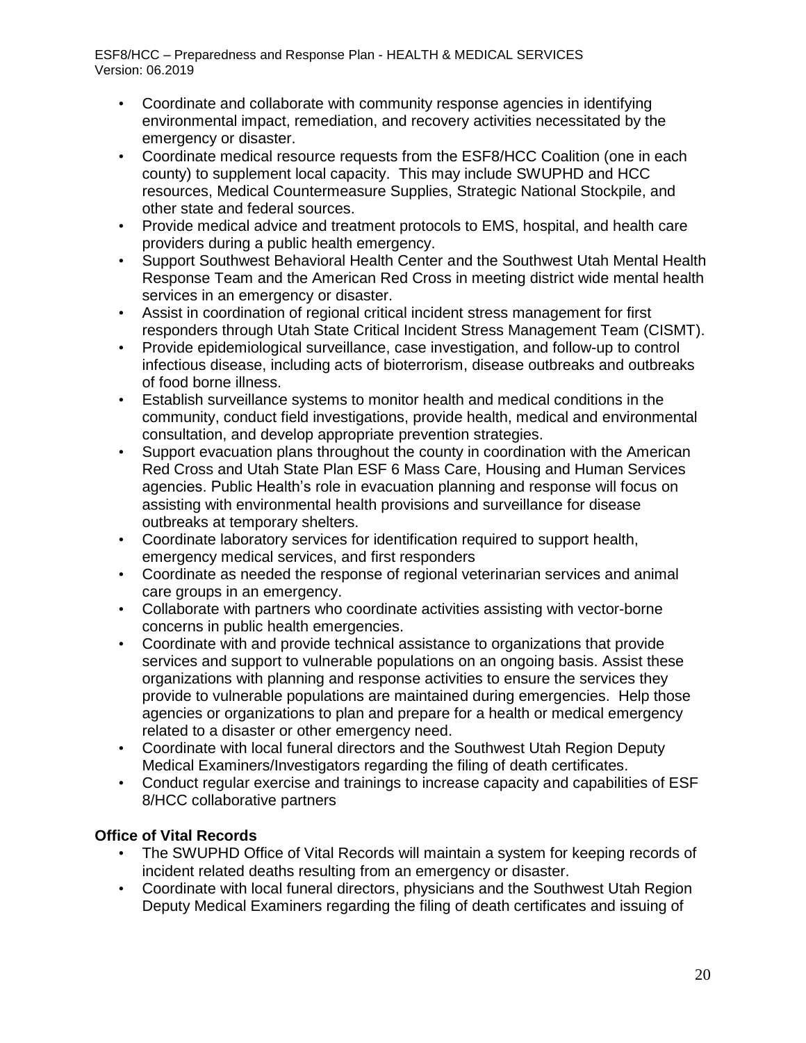- Coordinate and collaborate with community response agencies in identifying environmental impact, remediation, and recovery activities necessitated by the emergency or disaster.
- Coordinate medical resource requests from the ESF8/HCC Coalition (one in each county) to supplement local capacity. This may include SWUPHD and HCC resources, Medical Countermeasure Supplies, Strategic National Stockpile, and other state and federal sources.
- Provide medical advice and treatment protocols to EMS, hospital, and health care providers during a public health emergency.
- Support Southwest Behavioral Health Center and the Southwest Utah Mental Health Response Team and the American Red Cross in meeting district wide mental health services in an emergency or disaster.
- Assist in coordination of regional critical incident stress management for first responders through Utah State Critical Incident Stress Management Team (CISMT).
- Provide epidemiological surveillance, case investigation, and follow-up to control infectious disease, including acts of bioterrorism, disease outbreaks and outbreaks of food borne illness.
- Establish surveillance systems to monitor health and medical conditions in the community, conduct field investigations, provide health, medical and environmental consultation, and develop appropriate prevention strategies.
- Support evacuation plans throughout the county in coordination with the American Red Cross and Utah State Plan ESF 6 Mass Care, Housing and Human Services agencies. Public Health's role in evacuation planning and response will focus on assisting with environmental health provisions and surveillance for disease outbreaks at temporary shelters.
- Coordinate laboratory services for identification required to support health, emergency medical services, and first responders
- Coordinate as needed the response of regional veterinarian services and animal care groups in an emergency.
- Collaborate with partners who coordinate activities assisting with vector-borne concerns in public health emergencies.
- Coordinate with and provide technical assistance to organizations that provide services and support to vulnerable populations on an ongoing basis. Assist these organizations with planning and response activities to ensure the services they provide to vulnerable populations are maintained during emergencies. Help those agencies or organizations to plan and prepare for a health or medical emergency related to a disaster or other emergency need.
- Coordinate with local funeral directors and the Southwest Utah Region Deputy Medical Examiners/Investigators regarding the filing of death certificates.
- Conduct regular exercise and trainings to increase capacity and capabilities of ESF 8/HCC collaborative partners

**Office of Vital Records**

- The SWUPHD Office of Vital Records will maintain a system for keeping records of incident related deaths resulting from an emergency or disaster.
- Coordinate with local funeral directors, physicians and the Southwest Utah Region Deputy Medical Examiners regarding the filing of death certificates and issuing of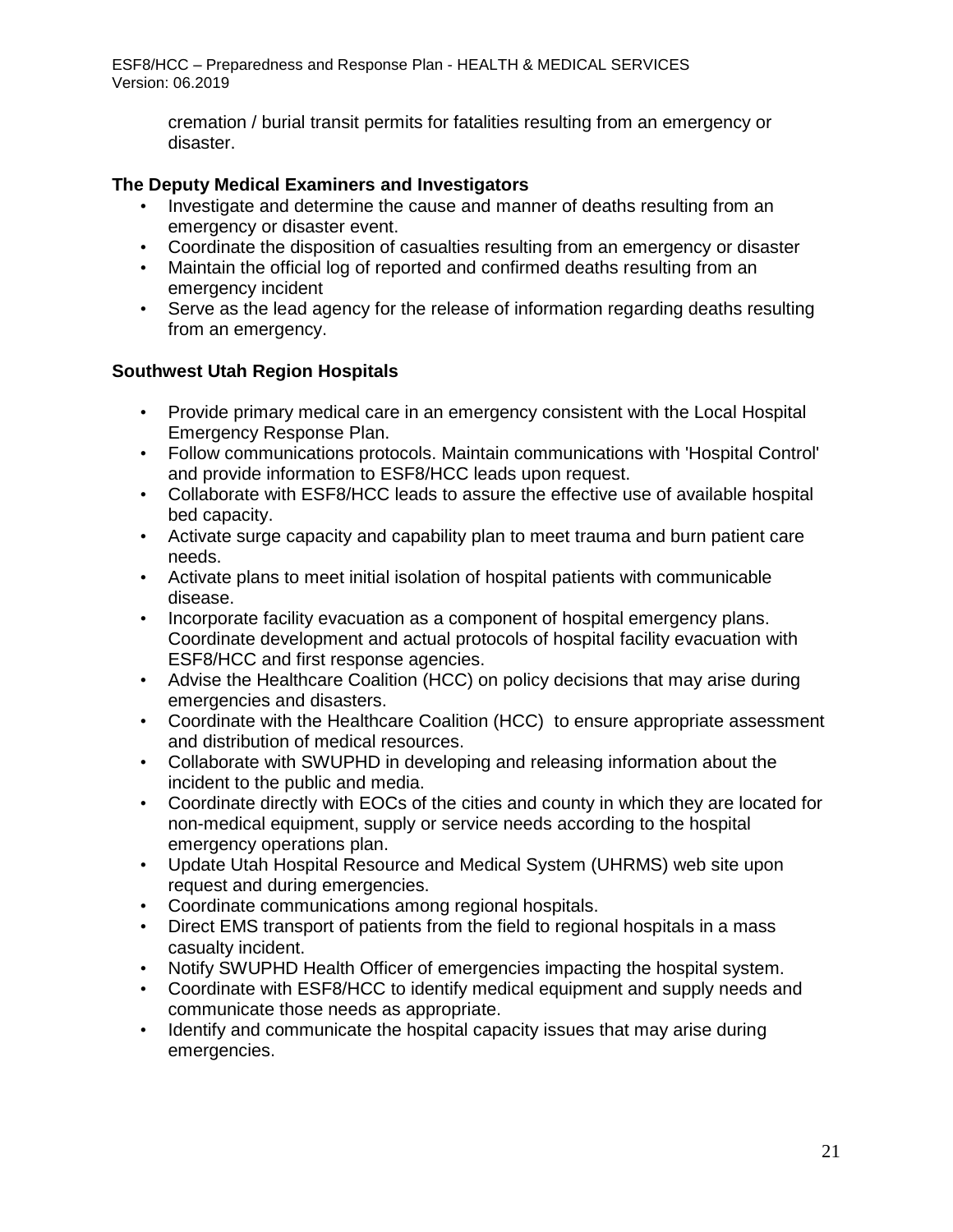cremation / burial transit permits for fatalities resulting from an emergency or disaster.

**The Deputy Medical Examiners and Investigators**

- Investigate and determine the cause and manner of deaths resulting from an emergency or disaster event.
- Coordinate the disposition of casualties resulting from an emergency or disaster
- Maintain the official log of reported and confirmed deaths resulting from an emergency incident
- Serve as the lead agency for the release of information regarding deaths resulting from an emergency.

**Southwest Utah Region Hospitals**

- Provide primary medical care in an emergency consistent with the Local Hospital Emergency Response Plan.
- Follow communications protocols. Maintain communications with 'Hospital Control' and provide information to ESF8/HCC leads upon request.
- Collaborate with ESF8/HCC leads to assure the effective use of available hospital bed capacity.
- Activate surge capacity and capability plan to meet trauma and burn patient care needs.
- Activate plans to meet initial isolation of hospital patients with communicable disease.
- Incorporate facility evacuation as a component of hospital emergency plans. Coordinate development and actual protocols of hospital facility evacuation with ESF8/HCC and first response agencies.
- Advise the Healthcare Coalition (HCC) on policy decisions that may arise during emergencies and disasters.
- Coordinate with the Healthcare Coalition (HCC) to ensure appropriate assessment and distribution of medical resources.
- Collaborate with SWUPHD in developing and releasing information about the incident to the public and media.
- Coordinate directly with EOCs of the cities and county in which they are located for non-medical equipment, supply or service needs according to the hospital emergency operations plan.
- Update Utah Hospital Resource and Medical System (UHRMS) web site upon request and during emergencies.
- Coordinate communications among regional hospitals.
- Direct EMS transport of patients from the field to regional hospitals in a mass casualty incident.
- Notify SWUPHD Health Officer of emergencies impacting the hospital system.
- Coordinate with ESF8/HCC to identify medical equipment and supply needs and communicate those needs as appropriate.
- Identify and communicate the hospital capacity issues that may arise during emergencies.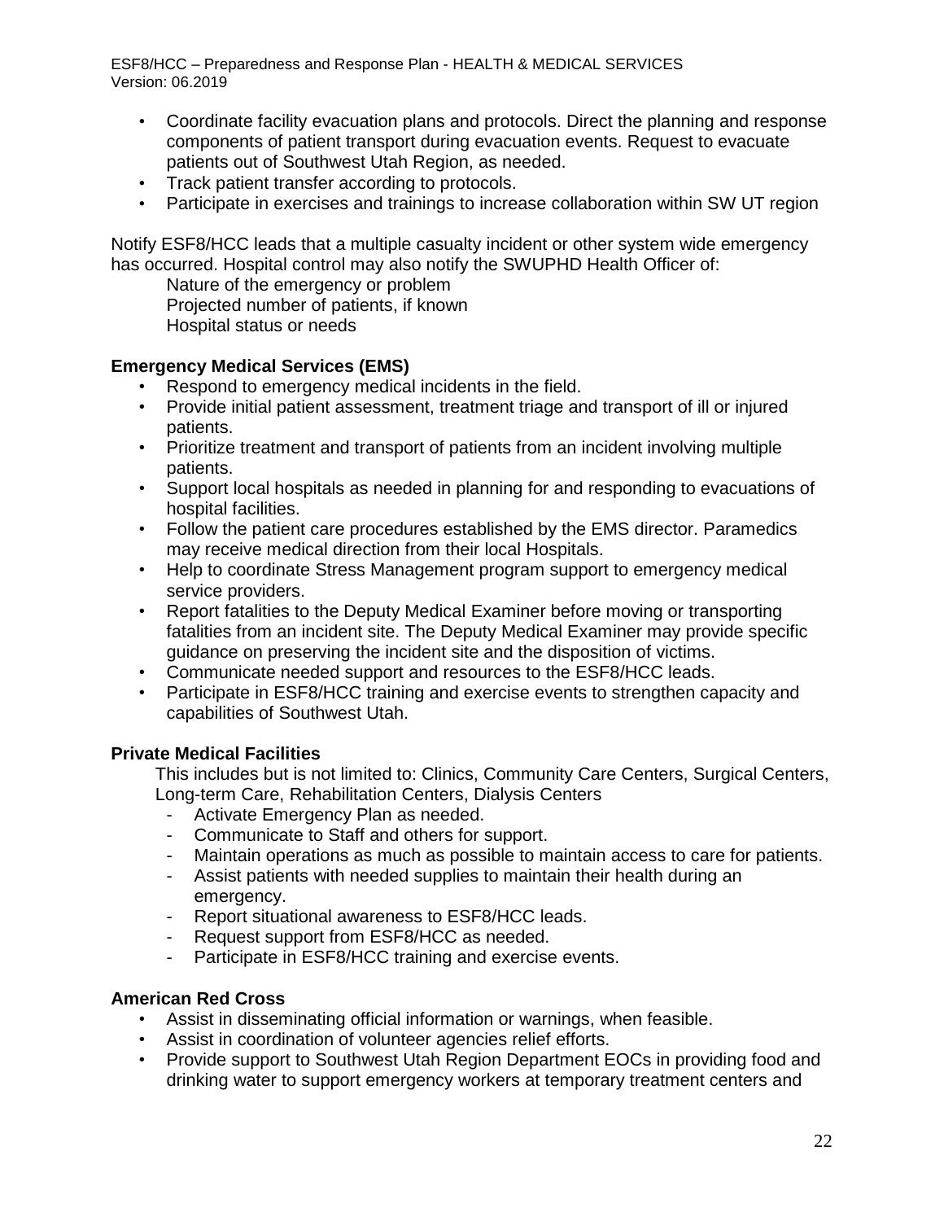- Coordinate facility evacuation plans and protocols. Direct the planning and response components of patient transport during evacuation events. Request to evacuate patients out of Southwest Utah Region, as needed.
- Track patient transfer according to protocols.
- Participate in exercises and trainings to increase collaboration within SW UT region

Notify ESF8/HCC leads that a multiple casualty incident or other system wide emergency has occurred. Hospital control may also notify the SWUPHD Health Officer of:

Nature of the emergency or problem
Projected number of patients, if known
Hospital status or needs

**Emergency Medical Services (EMS)**

- Respond to emergency medical incidents in the field.
- Provide initial patient assessment, treatment triage and transport of ill or injured patients.
- Prioritize treatment and transport of patients from an incident involving multiple patients.
- Support local hospitals as needed in planning for and responding to evacuations of hospital facilities.
- Follow the patient care procedures established by the EMS director. Paramedics may receive medical direction from their local Hospitals.
- Help to coordinate Stress Management program support to emergency medical service providers.
- Report fatalities to the Deputy Medical Examiner before moving or transporting fatalities from an incident site. The Deputy Medical Examiner may provide specific guidance on preserving the incident site and the disposition of victims.
- Communicate needed support and resources to the ESF8/HCC leads.
- Participate in ESF8/HCC training and exercise events to strengthen capacity and capabilities of Southwest Utah.

**Private Medical Facilities**

This includes but is not limited to: Clinics, Community Care Centers, Surgical Centers, Long-term Care, Rehabilitation Centers, Dialysis Centers

- Activate Emergency Plan as needed.
- Communicate to Staff and others for support.
- Maintain operations as much as possible to maintain access to care for patients.
- Assist patients with needed supplies to maintain their health during an emergency.
- Report situational awareness to ESF8/HCC leads.
- Request support from ESF8/HCC as needed.
- Participate in ESF8/HCC training and exercise events.

**American Red Cross**

- Assist in disseminating official information or warnings, when feasible.
- Assist in coordination of volunteer agencies relief efforts.
- Provide support to Southwest Utah Region Department EOCs in providing food and drinking water to support emergency workers at temporary treatment centers and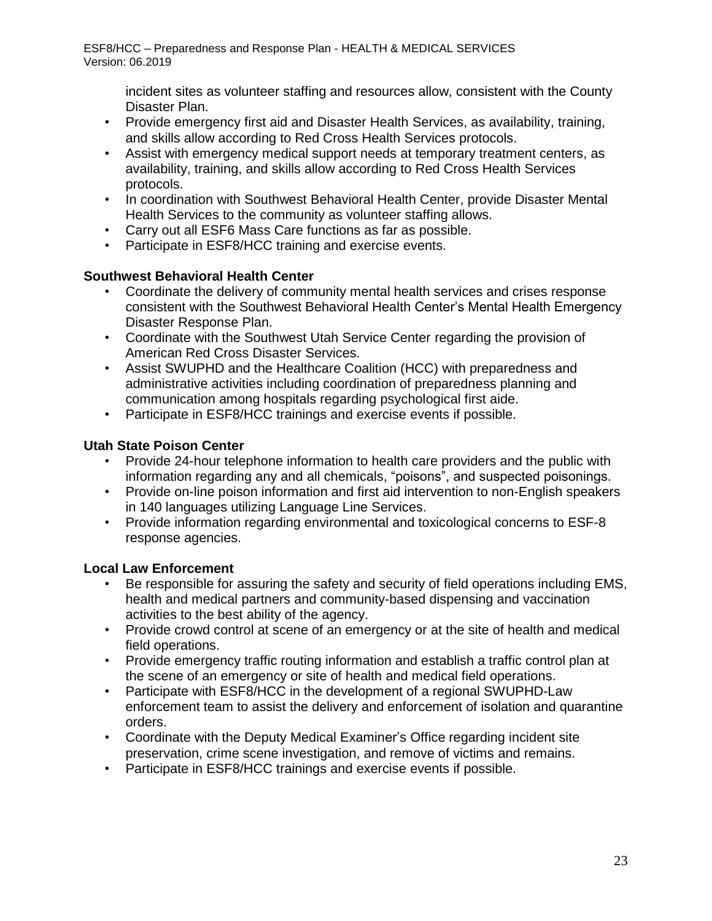incident sites as volunteer staffing and resources allow, consistent with the County Disaster Plan.
- Provide emergency first aid and Disaster Health Services, as availability, training, and skills allow according to Red Cross Health Services protocols.
- Assist with emergency medical support needs at temporary treatment centers, as availability, training, and skills allow according to Red Cross Health Services protocols.
- In coordination with Southwest Behavioral Health Center, provide Disaster Mental Health Services to the community as volunteer staffing allows.
- Carry out all ESF6 Mass Care functions as far as possible.
- Participate in ESF8/HCC training and exercise events.

**Southwest Behavioral Health Center**

- Coordinate the delivery of community mental health services and crises response consistent with the Southwest Behavioral Health Center's Mental Health Emergency Disaster Response Plan.
- Coordinate with the Southwest Utah Service Center regarding the provision of American Red Cross Disaster Services.
- Assist SWUPHD and the Healthcare Coalition (HCC) with preparedness and administrative activities including coordination of preparedness planning and communication among hospitals regarding psychological first aide.
- Participate in ESF8/HCC trainings and exercise events if possible.

**Utah State Poison Center**

- Provide 24-hour telephone information to health care providers and the public with information regarding any and all chemicals, "poisons", and suspected poisonings.
- Provide on-line poison information and first aid intervention to non-English speakers in 140 languages utilizing Language Line Services.
- Provide information regarding environmental and toxicological concerns to ESF-8 response agencies.

**Local Law Enforcement**

- Be responsible for assuring the safety and security of field operations including EMS, health and medical partners and community-based dispensing and vaccination activities to the best ability of the agency.
- Provide crowd control at scene of an emergency or at the site of health and medical field operations.
- Provide emergency traffic routing information and establish a traffic control plan at the scene of an emergency or site of health and medical field operations.
- Participate with ESF8/HCC in the development of a regional SWUPHD-Law enforcement team to assist the delivery and enforcement of isolation and quarantine orders.
- Coordinate with the Deputy Medical Examiner's Office regarding incident site preservation, crime scene investigation, and remove of victims and remains.
- Participate in ESF8/HCC trainings and exercise events if possible.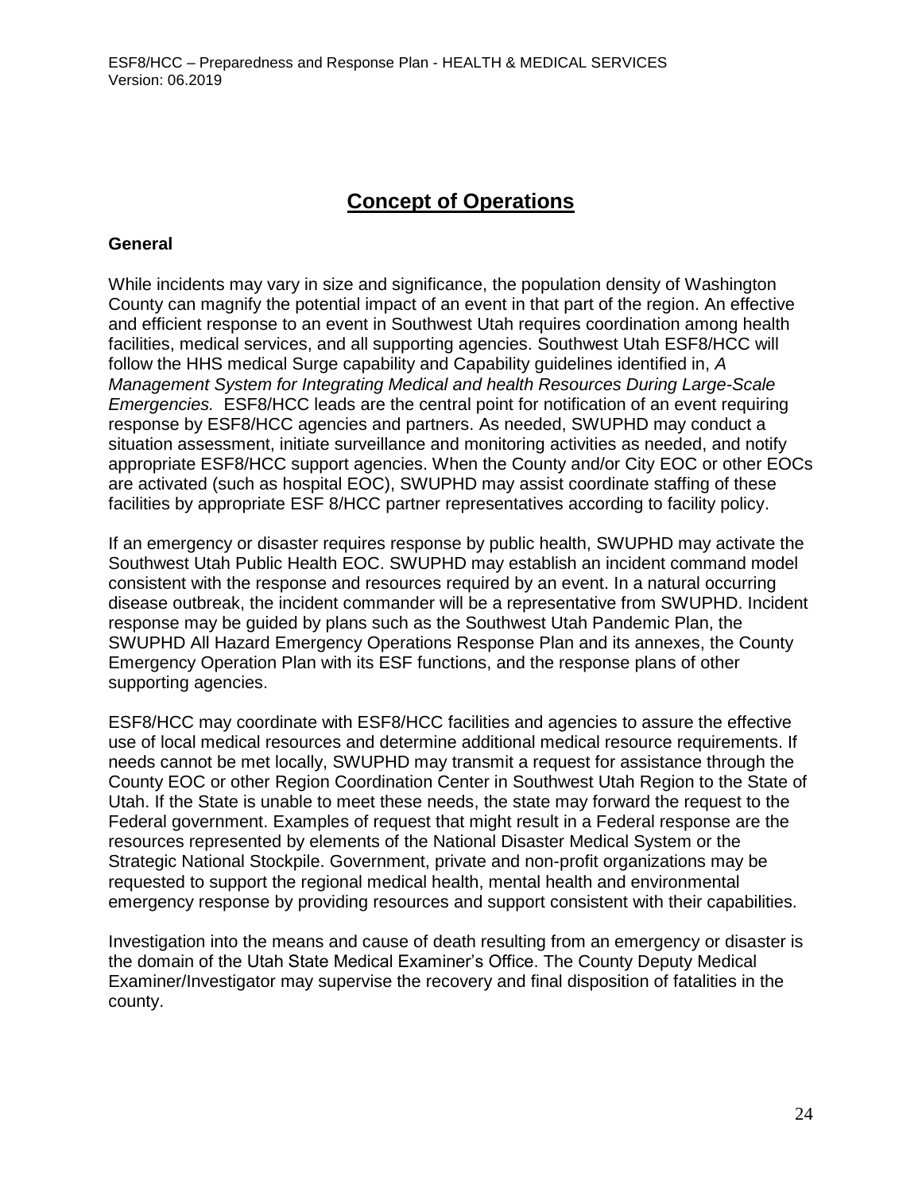# Concept of Operations

## General

While incidents may vary in size and significance, the population density of Washington County can magnify the potential impact of an event in that part of the region. An effective and efficient response to an event in Southwest Utah requires coordination among health facilities, medical services, and all supporting agencies. Southwest Utah ESF8/HCC will follow the HHS medical Surge capability and Capability guidelines identified in, *A Management System for Integrating Medical and health Resources During Large-Scale Emergencies.* ESF8/HCC leads are the central point for notification of an event requiring response by ESF8/HCC agencies and partners. As needed, SWUPHD may conduct a situation assessment, initiate surveillance and monitoring activities as needed, and notify appropriate ESF8/HCC support agencies. When the County and/or City EOC or other EOCs are activated (such as hospital EOC), SWUPHD may assist coordinate staffing of these facilities by appropriate ESF 8/HCC partner representatives according to facility policy.

If an emergency or disaster requires response by public health, SWUPHD may activate the Southwest Utah Public Health EOC. SWUPHD may establish an incident command model consistent with the response and resources required by an event. In a natural occurring disease outbreak, the incident commander will be a representative from SWUPHD. Incident response may be guided by plans such as the Southwest Utah Pandemic Plan, the SWUPHD All Hazard Emergency Operations Response Plan and its annexes, the County Emergency Operation Plan with its ESF functions, and the response plans of other supporting agencies.

ESF8/HCC may coordinate with ESF8/HCC facilities and agencies to assure the effective use of local medical resources and determine additional medical resource requirements. If needs cannot be met locally, SWUPHD may transmit a request for assistance through the County EOC or other Region Coordination Center in Southwest Utah Region to the State of Utah. If the State is unable to meet these needs, the state may forward the request to the Federal government. Examples of request that might result in a Federal response are the resources represented by elements of the National Disaster Medical System or the Strategic National Stockpile. Government, private and non-profit organizations may be requested to support the regional medical health, mental health and environmental emergency response by providing resources and support consistent with their capabilities.

Investigation into the means and cause of death resulting from an emergency or disaster is the domain of the Utah State Medical Examiner's Office. The County Deputy Medical Examiner/Investigator may supervise the recovery and final disposition of fatalities in the county.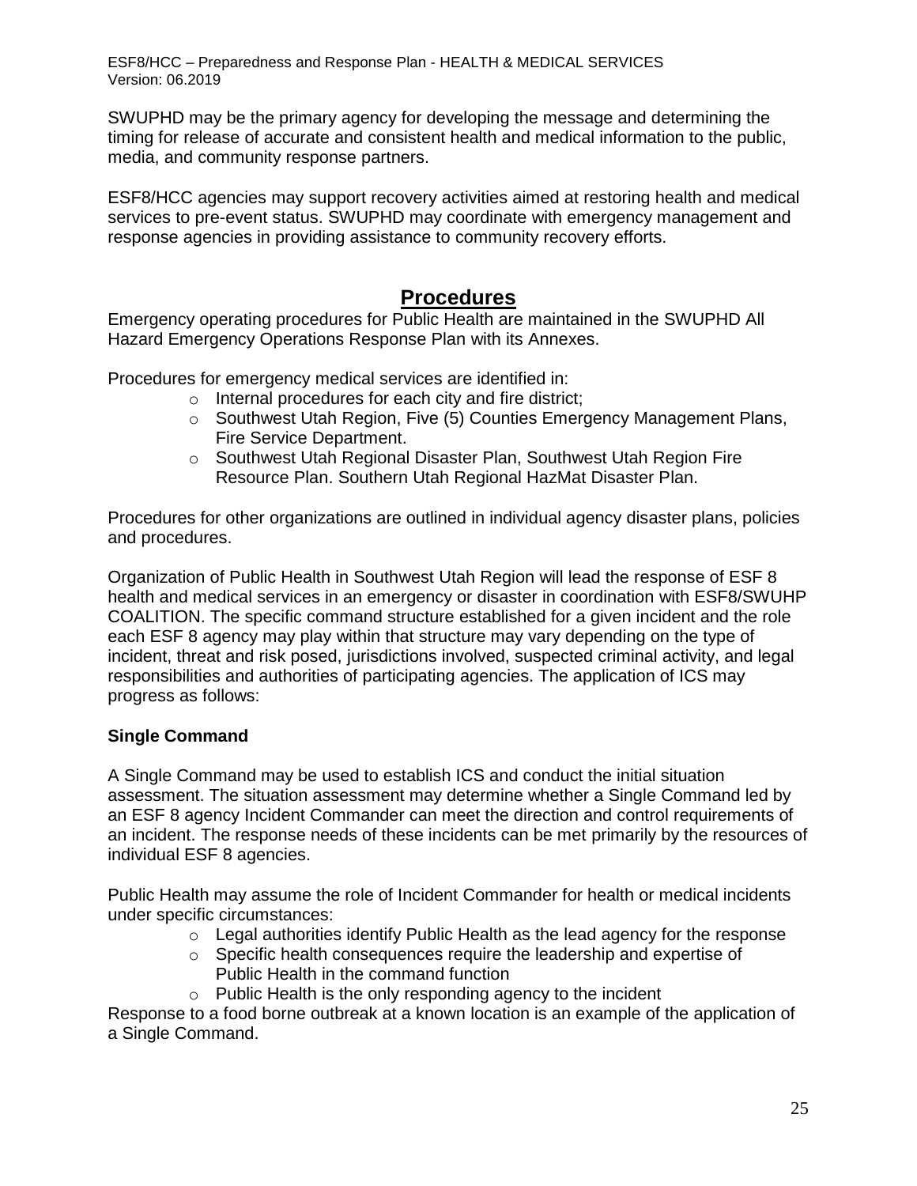SWUPHD may be the primary agency for developing the message and determining the timing for release of accurate and consistent health and medical information to the public, media, and community response partners.

ESF8/HCC agencies may support recovery activities aimed at restoring health and medical services to pre-event status. SWUPHD may coordinate with emergency management and response agencies in providing assistance to community recovery efforts.

## Procedures

Emergency operating procedures for Public Health are maintained in the SWUPHD All Hazard Emergency Operations Response Plan with its Annexes.

Procedures for emergency medical services are identified in:

- Internal procedures for each city and fire district;
- Southwest Utah Region, Five (5) Counties Emergency Management Plans, Fire Service Department.
- Southwest Utah Regional Disaster Plan, Southwest Utah Region Fire Resource Plan. Southern Utah Regional HazMat Disaster Plan.

Procedures for other organizations are outlined in individual agency disaster plans, policies and procedures.

Organization of Public Health in Southwest Utah Region will lead the response of ESF 8 health and medical services in an emergency or disaster in coordination with ESF8/SWUHP COALITION. The specific command structure established for a given incident and the role each ESF 8 agency may play within that structure may vary depending on the type of incident, threat and risk posed, jurisdictions involved, suspected criminal activity, and legal responsibilities and authorities of participating agencies. The application of ICS may progress as follows:

### Single Command

A Single Command may be used to establish ICS and conduct the initial situation assessment. The situation assessment may determine whether a Single Command led by an ESF 8 agency Incident Commander can meet the direction and control requirements of an incident. The response needs of these incidents can be met primarily by the resources of individual ESF 8 agencies.

Public Health may assume the role of Incident Commander for health or medical incidents under specific circumstances:

- Legal authorities identify Public Health as the lead agency for the response
- Specific health consequences require the leadership and expertise of Public Health in the command function
- Public Health is the only responding agency to the incident

Response to a food borne outbreak at a known location is an example of the application of a Single Command.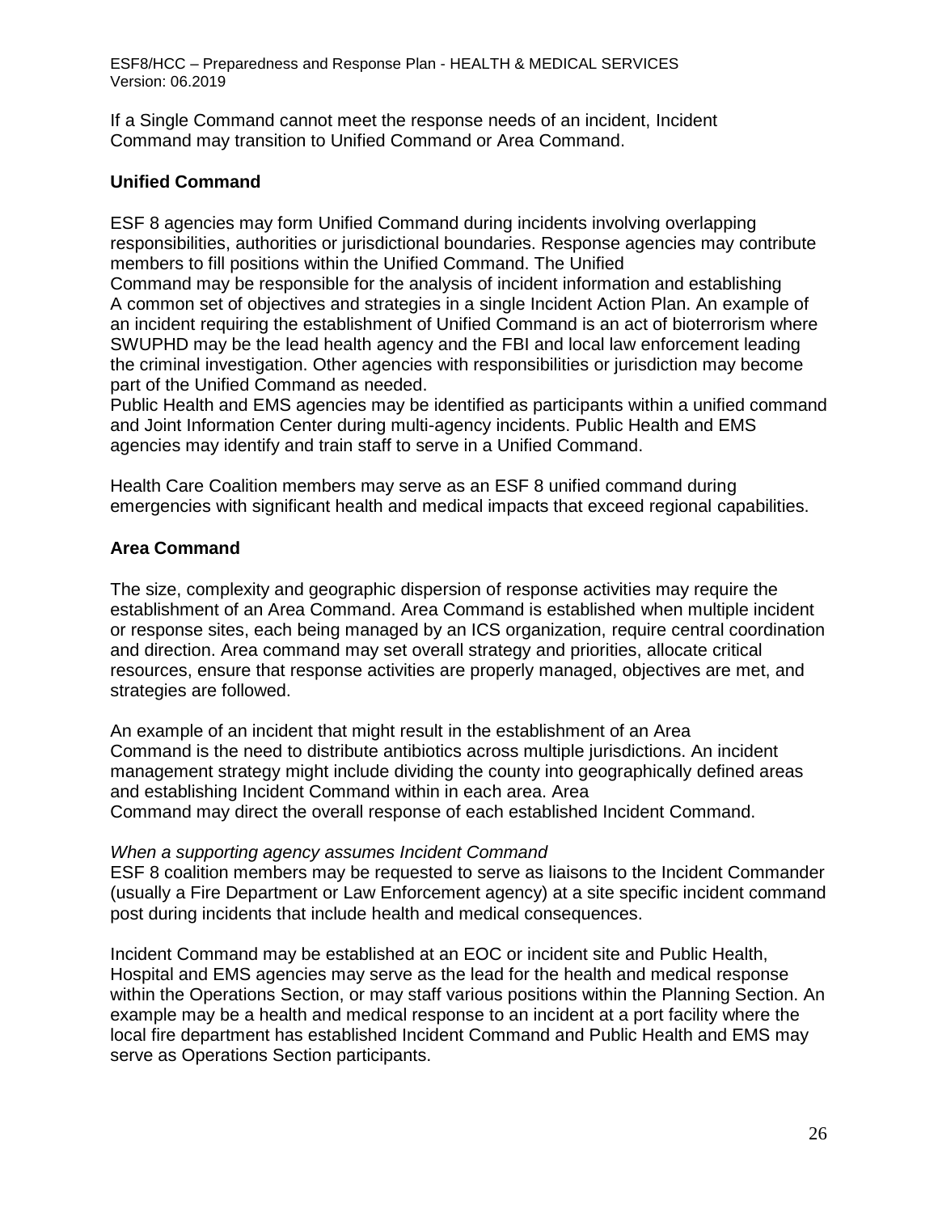If a Single Command cannot meet the response needs of an incident, Incident Command may transition to Unified Command or Area Command.

**Unified Command**

ESF 8 agencies may form Unified Command during incidents involving overlapping responsibilities, authorities or jurisdictional boundaries. Response agencies may contribute members to fill positions within the Unified Command. The Unified Command may be responsible for the analysis of incident information and establishing A common set of objectives and strategies in a single Incident Action Plan. An example of an incident requiring the establishment of Unified Command is an act of bioterrorism where SWUPHD may be the lead health agency and the FBI and local law enforcement leading the criminal investigation. Other agencies with responsibilities or jurisdiction may become part of the Unified Command as needed.
Public Health and EMS agencies may be identified as participants within a unified command and Joint Information Center during multi-agency incidents. Public Health and EMS agencies may identify and train staff to serve in a Unified Command.

Health Care Coalition members may serve as an ESF 8 unified command during emergencies with significant health and medical impacts that exceed regional capabilities.

**Area Command**

The size, complexity and geographic dispersion of response activities may require the establishment of an Area Command. Area Command is established when multiple incident or response sites, each being managed by an ICS organization, require central coordination and direction. Area command may set overall strategy and priorities, allocate critical resources, ensure that response activities are properly managed, objectives are met, and strategies are followed.

An example of an incident that might result in the establishment of an Area Command is the need to distribute antibiotics across multiple jurisdictions. An incident management strategy might include dividing the county into geographically defined areas and establishing Incident Command within in each area. Area Command may direct the overall response of each established Incident Command.

*When a supporting agency assumes Incident Command*
ESF 8 coalition members may be requested to serve as liaisons to the Incident Commander (usually a Fire Department or Law Enforcement agency) at a site specific incident command post during incidents that include health and medical consequences.

Incident Command may be established at an EOC or incident site and Public Health, Hospital and EMS agencies may serve as the lead for the health and medical response within the Operations Section, or may staff various positions within the Planning Section. An example may be a health and medical response to an incident at a port facility where the local fire department has established Incident Command and Public Health and EMS may serve as Operations Section participants.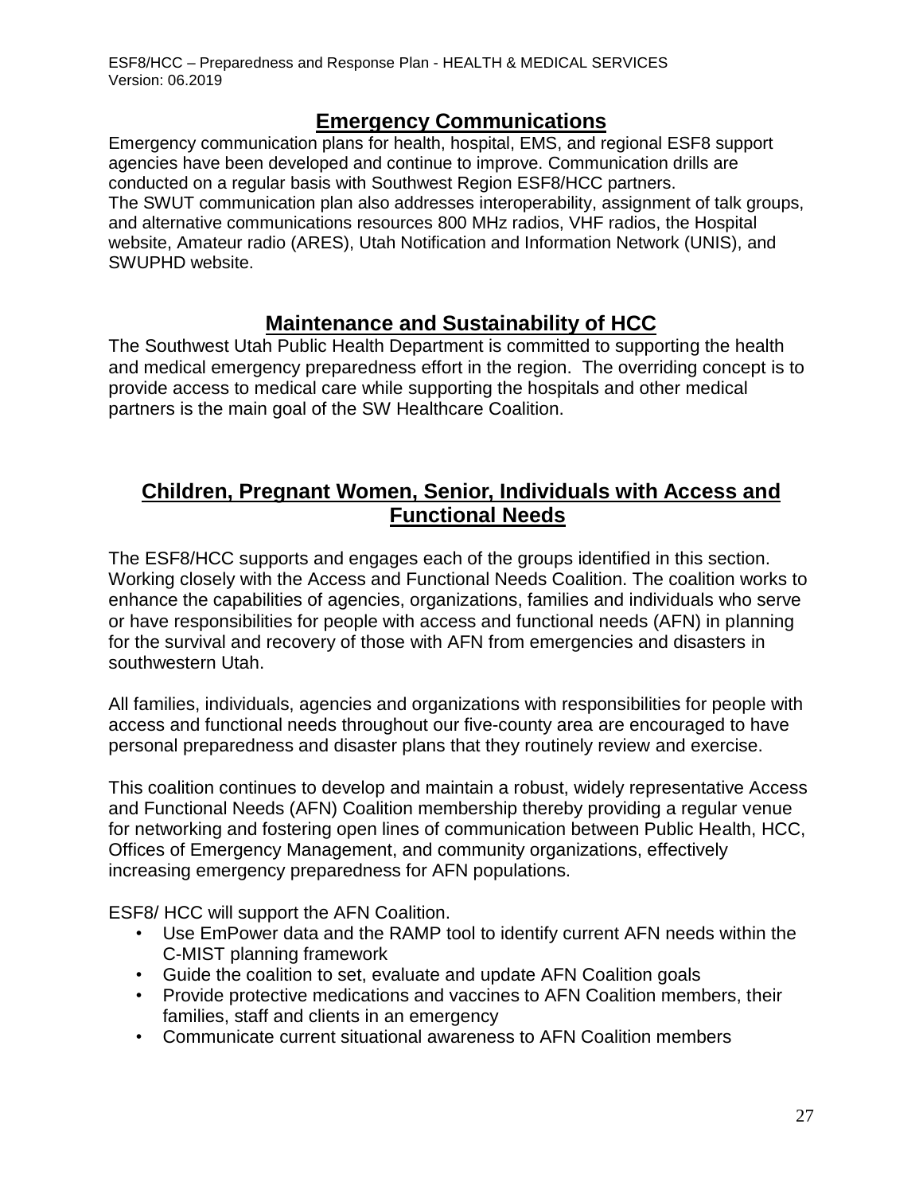## Emergency Communications

Emergency communication plans for health, hospital, EMS, and regional ESF8 support agencies have been developed and continue to improve. Communication drills are conducted on a regular basis with Southwest Region ESF8/HCC partners.
The SWUT communication plan also addresses interoperability, assignment of talk groups, and alternative communications resources 800 MHz radios, VHF radios, the Hospital website, Amateur radio (ARES), Utah Notification and Information Network (UNIS), and SWUPHD website.

## Maintenance and Sustainability of HCC

The Southwest Utah Public Health Department is committed to supporting the health and medical emergency preparedness effort in the region. The overriding concept is to provide access to medical care while supporting the hospitals and other medical partners is the main goal of the SW Healthcare Coalition.

## Children, Pregnant Women, Senior, Individuals with Access and Functional Needs

The ESF8/HCC supports and engages each of the groups identified in this section. Working closely with the Access and Functional Needs Coalition. The coalition works to enhance the capabilities of agencies, organizations, families and individuals who serve or have responsibilities for people with access and functional needs (AFN) in planning for the survival and recovery of those with AFN from emergencies and disasters in southwestern Utah.

All families, individuals, agencies and organizations with responsibilities for people with access and functional needs throughout our five-county area are encouraged to have personal preparedness and disaster plans that they routinely review and exercise.

This coalition continues to develop and maintain a robust, widely representative Access and Functional Needs (AFN) Coalition membership thereby providing a regular venue for networking and fostering open lines of communication between Public Health, HCC, Offices of Emergency Management, and community organizations, effectively increasing emergency preparedness for AFN populations.

ESF8/ HCC will support the AFN Coalition.

- Use EmPower data and the RAMP tool to identify current AFN needs within the C-MIST planning framework
- Guide the coalition to set, evaluate and update AFN Coalition goals
- Provide protective medications and vaccines to AFN Coalition members, their families, staff and clients in an emergency
- Communicate current situational awareness to AFN Coalition members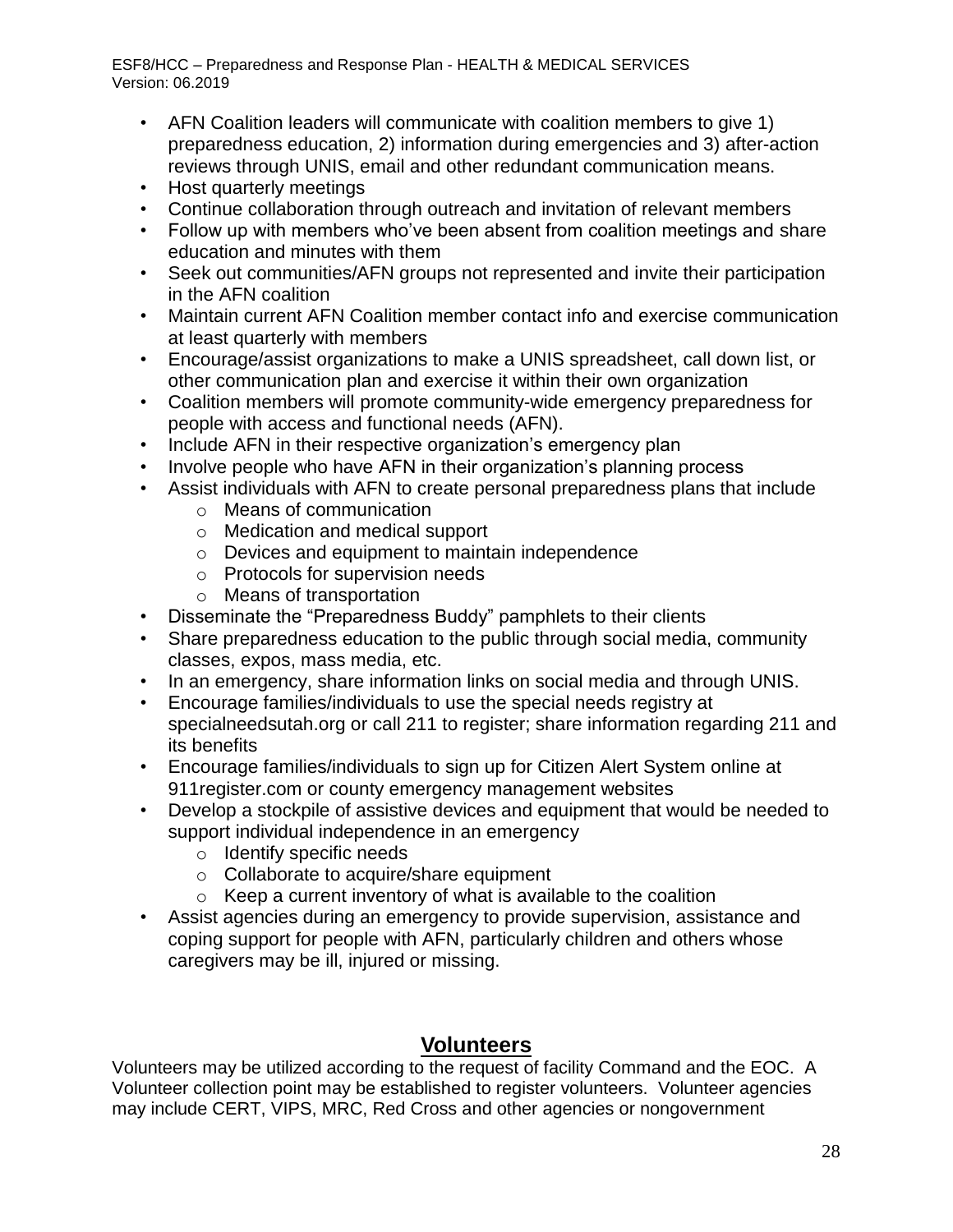- AFN Coalition leaders will communicate with coalition members to give 1) preparedness education, 2) information during emergencies and 3) after-action reviews through UNIS, email and other redundant communication means.
- Host quarterly meetings
- Continue collaboration through outreach and invitation of relevant members
- Follow up with members who've been absent from coalition meetings and share education and minutes with them
- Seek out communities/AFN groups not represented and invite their participation in the AFN coalition
- Maintain current AFN Coalition member contact info and exercise communication at least quarterly with members
- Encourage/assist organizations to make a UNIS spreadsheet, call down list, or other communication plan and exercise it within their own organization
- Coalition members will promote community-wide emergency preparedness for people with access and functional needs (AFN).
- Include AFN in their respective organization's emergency plan
- Involve people who have AFN in their organization's planning process
- Assist individuals with AFN to create personal preparedness plans that include
  - Means of communication
  - Medication and medical support
  - Devices and equipment to maintain independence
  - Protocols for supervision needs
  - Means of transportation
- Disseminate the "Preparedness Buddy" pamphlets to their clients
- Share preparedness education to the public through social media, community classes, expos, mass media, etc.
- In an emergency, share information links on social media and through UNIS.
- Encourage families/individuals to use the special needs registry at specialneedsutah.org or call 211 to register; share information regarding 211 and its benefits
- Encourage families/individuals to sign up for Citizen Alert System online at 911register.com or county emergency management websites
- Develop a stockpile of assistive devices and equipment that would be needed to support individual independence in an emergency
  - Identify specific needs
  - Collaborate to acquire/share equipment
  - Keep a current inventory of what is available to the coalition
- Assist agencies during an emergency to provide supervision, assistance and coping support for people with AFN, particularly children and others whose caregivers may be ill, injured or missing.

## Volunteers

Volunteers may be utilized according to the request of facility Command and the EOC. A Volunteer collection point may be established to register volunteers. Volunteer agencies may include CERT, VIPS, MRC, Red Cross and other agencies or nongovernment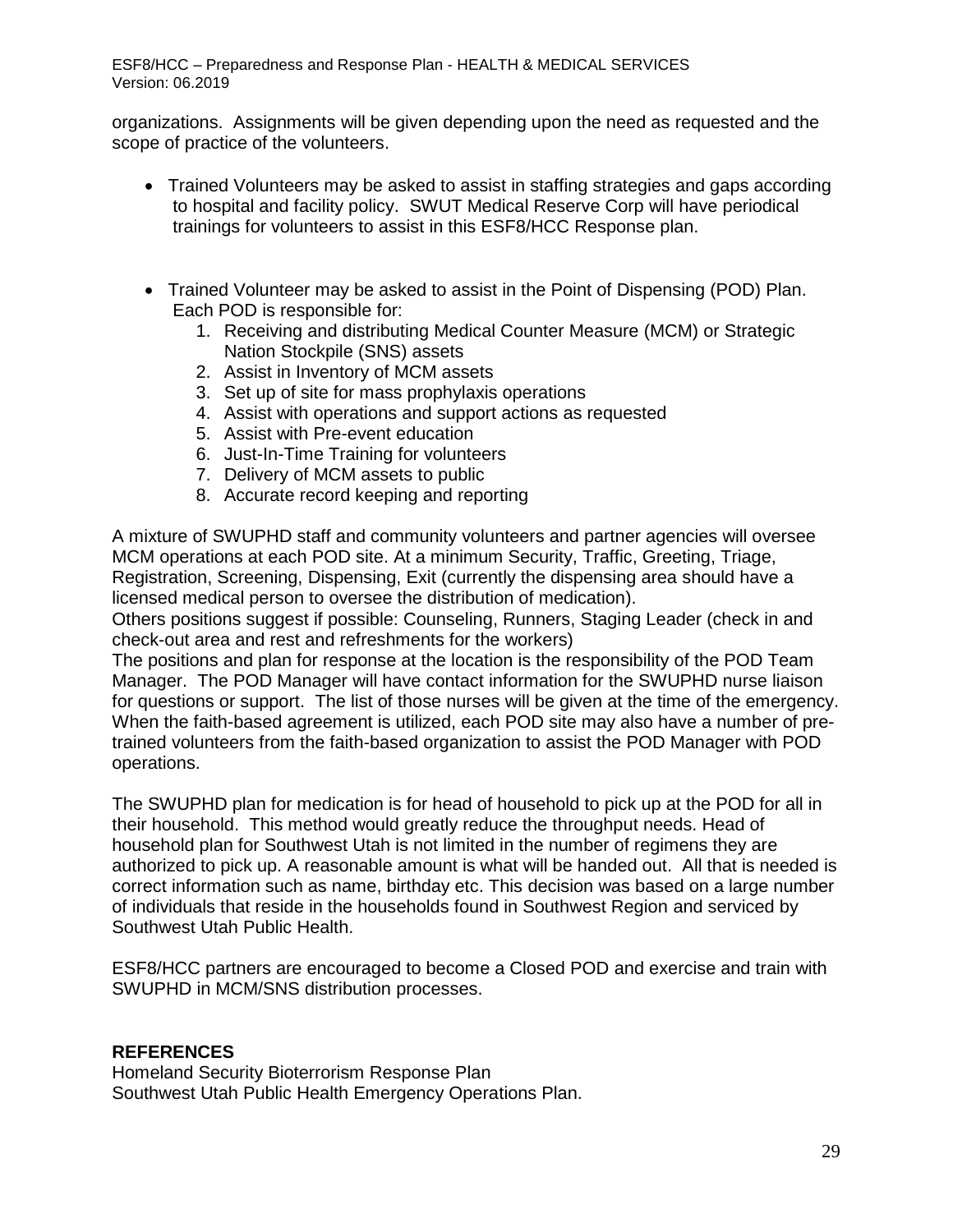organizations. Assignments will be given depending upon the need as requested and the scope of practice of the volunteers.

- Trained Volunteers may be asked to assist in staffing strategies and gaps according to hospital and facility policy. SWUT Medical Reserve Corp will have periodical trainings for volunteers to assist in this ESF8/HCC Response plan.

- Trained Volunteer may be asked to assist in the Point of Dispensing (POD) Plan. Each POD is responsible for:
  1. Receiving and distributing Medical Counter Measure (MCM) or Strategic Nation Stockpile (SNS) assets
  2. Assist in Inventory of MCM assets
  3. Set up of site for mass prophylaxis operations
  4. Assist with operations and support actions as requested
  5. Assist with Pre-event education
  6. Just-In-Time Training for volunteers
  7. Delivery of MCM assets to public
  8. Accurate record keeping and reporting

A mixture of SWUPHD staff and community volunteers and partner agencies will oversee MCM operations at each POD site. At a minimum Security, Traffic, Greeting, Triage, Registration, Screening, Dispensing, Exit (currently the dispensing area should have a licensed medical person to oversee the distribution of medication).
Others positions suggest if possible: Counseling, Runners, Staging Leader (check in and check-out area and rest and refreshments for the workers)
The positions and plan for response at the location is the responsibility of the POD Team Manager. The POD Manager will have contact information for the SWUPHD nurse liaison for questions or support. The list of those nurses will be given at the time of the emergency. When the faith-based agreement is utilized, each POD site may also have a number of pre-trained volunteers from the faith-based organization to assist the POD Manager with POD operations.

The SWUPHD plan for medication is for head of household to pick up at the POD for all in their household. This method would greatly reduce the throughput needs. Head of household plan for Southwest Utah is not limited in the number of regimens they are authorized to pick up. A reasonable amount is what will be handed out. All that is needed is correct information such as name, birthday etc. This decision was based on a large number of individuals that reside in the households found in Southwest Region and serviced by Southwest Utah Public Health.

ESF8/HCC partners are encouraged to become a Closed POD and exercise and train with SWUPHD in MCM/SNS distribution processes.

**REFERENCES**
Homeland Security Bioterrorism Response Plan
Southwest Utah Public Health Emergency Operations Plan.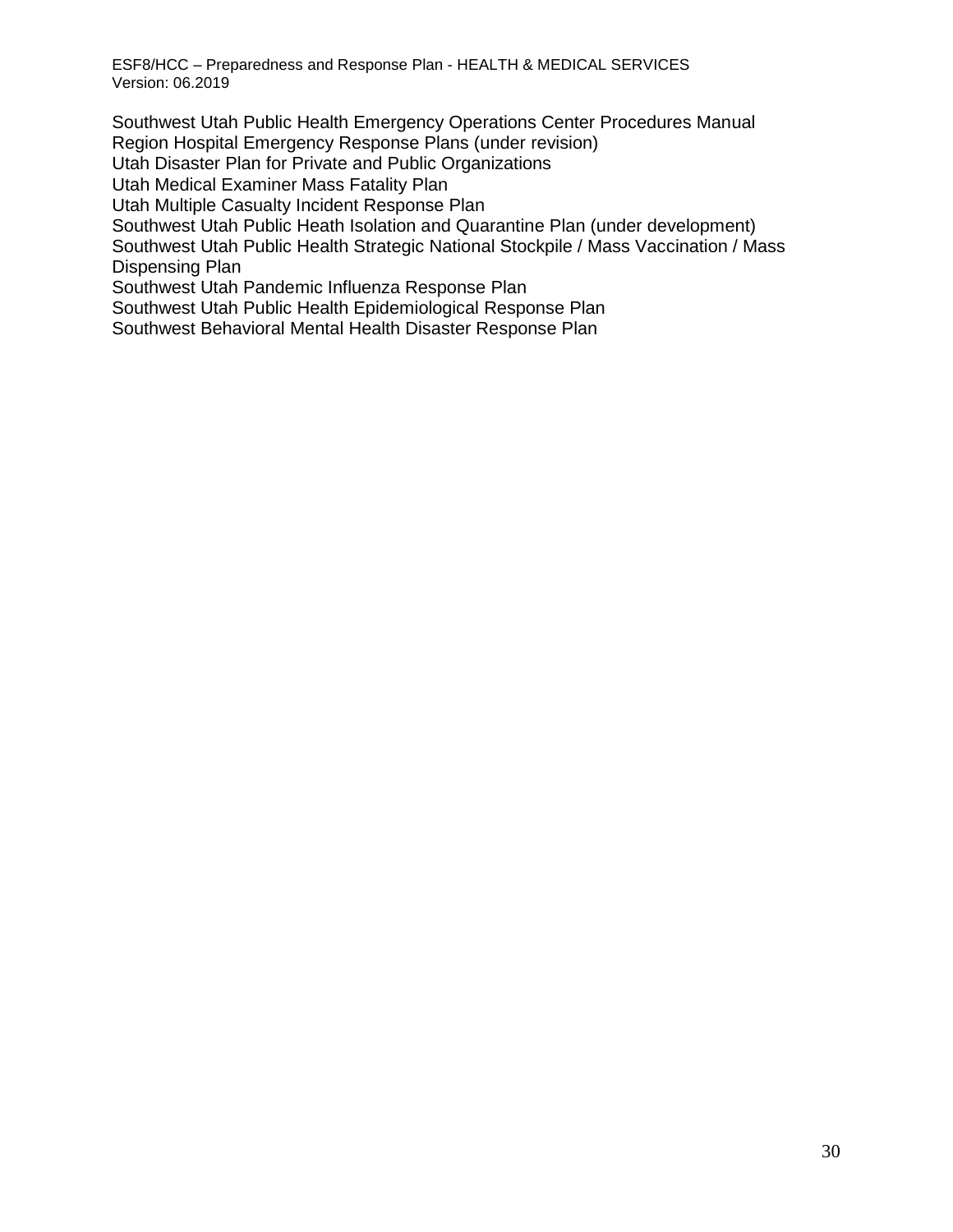Southwest Utah Public Health Emergency Operations Center Procedures Manual
Region Hospital Emergency Response Plans (under revision)
Utah Disaster Plan for Private and Public Organizations
Utah Medical Examiner Mass Fatality Plan
Utah Multiple Casualty Incident Response Plan
Southwest Utah Public Heath Isolation and Quarantine Plan (under development)
Southwest Utah Public Health Strategic National Stockpile / Mass Vaccination / Mass Dispensing Plan
Southwest Utah Pandemic Influenza Response Plan
Southwest Utah Public Health Epidemiological Response Plan
Southwest Behavioral Mental Health Disaster Response Plan